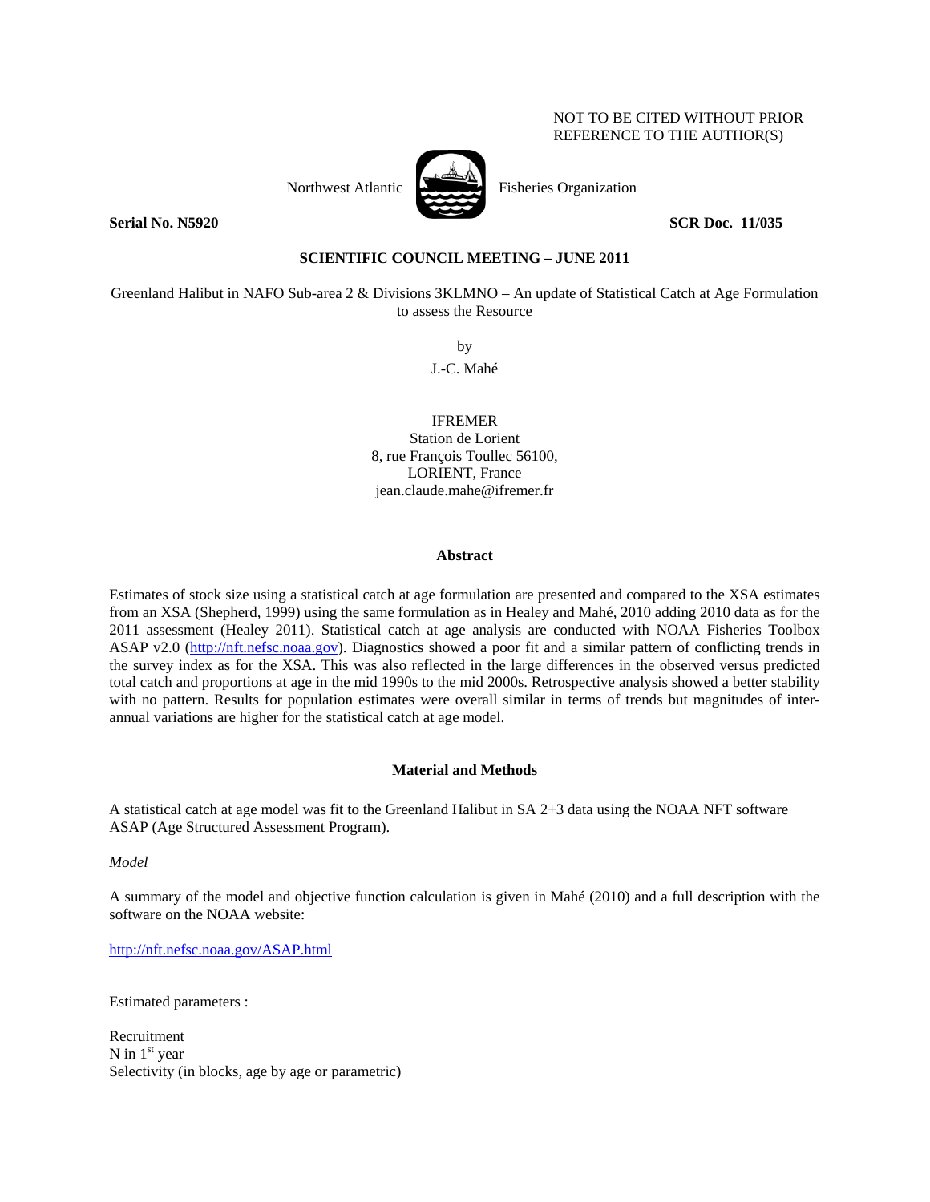NOT TO BE CITED WITHOUT PRIOR REFERENCE TO THE AUTHOR(S)

Northwest Atlantic Fisheries Organization

**Serial No. N5920** **SCR Doc. 11/035**

**SCIENTIFIC COUNCIL MEETING – JUNE 2011**

Greenland Halibut in NAFO Sub-area 2 & Divisions 3KLMNO – An update of Statistical Catch at Age Formulation to assess the Resource

by

J.-C. Mahé

IFREMER
Station de Lorient
8, rue François Toullec 56100,
LORIENT, France
jean.claude.mahe@ifremer.fr

## Abstract

Estimates of stock size using a statistical catch at age formulation are presented and compared to the XSA estimates from an XSA (Shepherd, 1999) using the same formulation as in Healey and Mahé, 2010 adding 2010 data as for the 2011 assessment (Healey 2011). Statistical catch at age analysis are conducted with NOAA Fisheries Toolbox ASAP v2.0 (http://nft.nefsc.noaa.gov). Diagnostics showed a poor fit and a similar pattern of conflicting trends in the survey index as for the XSA. This was also reflected in the large differences in the observed versus predicted total catch and proportions at age in the mid 1990s to the mid 2000s. Retrospective analysis showed a better stability with no pattern. Results for population estimates were overall similar in terms of trends but magnitudes of inter-annual variations are higher for the statistical catch at age model.

## Material and Methods

A statistical catch at age model was fit to the Greenland Halibut in SA 2+3 data using the NOAA NFT software ASAP (Age Structured Assessment Program).

*Model*

A summary of the model and objective function calculation is given in Mahé (2010) and a full description with the software on the NOAA website:

http://nft.nefsc.noaa.gov/ASAP.html

Estimated parameters :

Recruitment
N in 1st year
Selectivity (in blocks, age by age or parametric)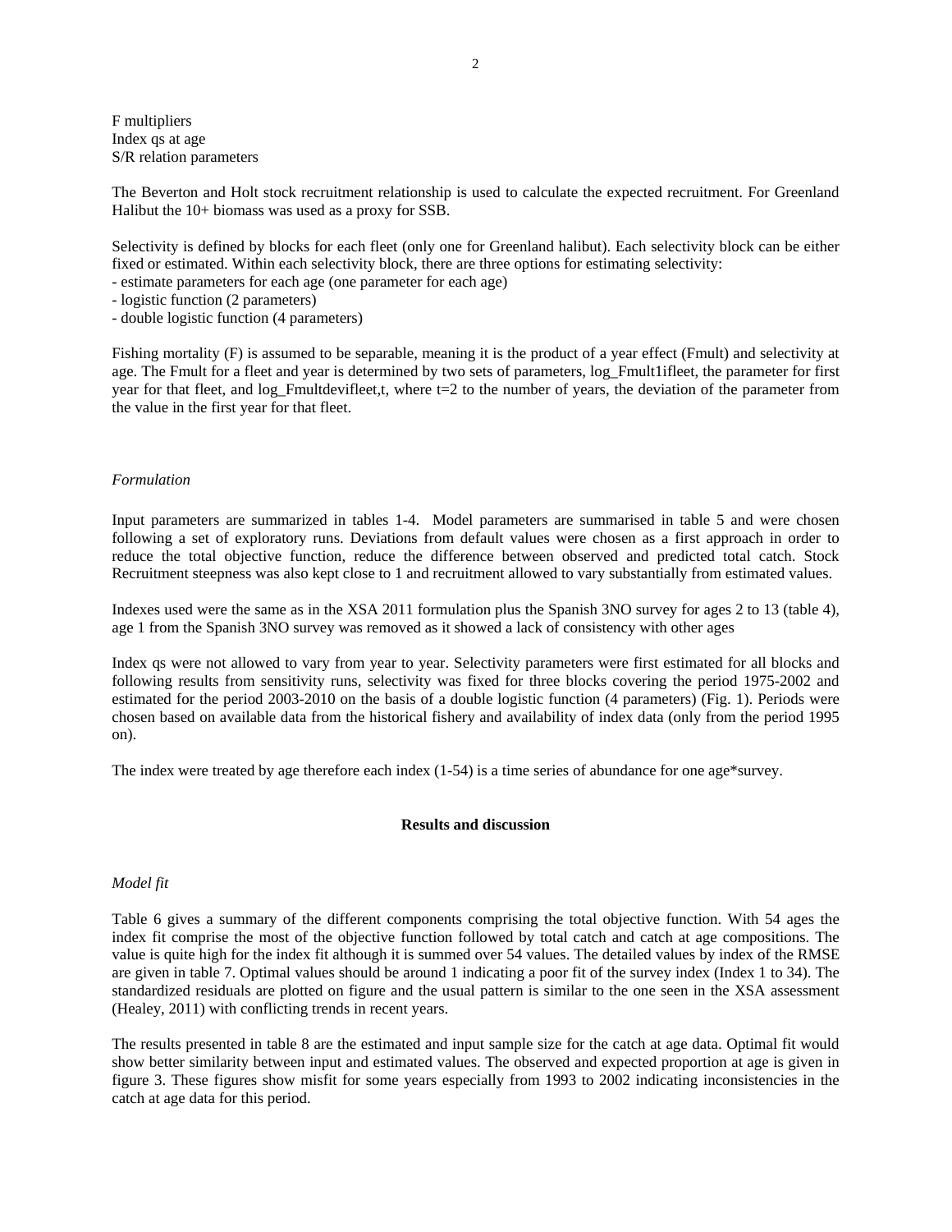F multipliers
Index qs at age
S/R relation parameters

The Beverton and Holt stock recruitment relationship is used to calculate the expected recruitment. For Greenland Halibut the 10+ biomass was used as a proxy for SSB.

Selectivity is defined by blocks for each fleet (only one for Greenland halibut). Each selectivity block can be either fixed or estimated. Within each selectivity block, there are three options for estimating selectivity:

- estimate parameters for each age (one parameter for each age)
- logistic function (2 parameters)
- double logistic function (4 parameters)

Fishing mortality (F) is assumed to be separable, meaning it is the product of a year effect (Fmult) and selectivity at age. The Fmult for a fleet and year is determined by two sets of parameters, log_Fmult1ifleet, the parameter for first year for that fleet, and log_Fmultdevifleet,t, where t=2 to the number of years, the deviation of the parameter from the value in the first year for that fleet.

*Formulation*

Input parameters are summarized in tables 1-4. Model parameters are summarised in table 5 and were chosen following a set of exploratory runs. Deviations from default values were chosen as a first approach in order to reduce the total objective function, reduce the difference between observed and predicted total catch. Stock Recruitment steepness was also kept close to 1 and recruitment allowed to vary substantially from estimated values.

Indexes used were the same as in the XSA 2011 formulation plus the Spanish 3NO survey for ages 2 to 13 (table 4), age 1 from the Spanish 3NO survey was removed as it showed a lack of consistency with other ages

Index qs were not allowed to vary from year to year. Selectivity parameters were first estimated for all blocks and following results from sensitivity runs, selectivity was fixed for three blocks covering the period 1975-2002 and estimated for the period 2003-2010 on the basis of a double logistic function (4 parameters) (Fig. 1). Periods were chosen based on available data from the historical fishery and availability of index data (only from the period 1995 on).

The index were treated by age therefore each index (1-54) is a time series of abundance for one age*survey.

## Results and discussion

*Model fit*

Table 6 gives a summary of the different components comprising the total objective function. With 54 ages the index fit comprise the most of the objective function followed by total catch and catch at age compositions. The value is quite high for the index fit although it is summed over 54 values. The detailed values by index of the RMSE are given in table 7. Optimal values should be around 1 indicating a poor fit of the survey index (Index 1 to 34). The standardized residuals are plotted on figure and the usual pattern is similar to the one seen in the XSA assessment (Healey, 2011) with conflicting trends in recent years.

The results presented in table 8 are the estimated and input sample size for the catch at age data. Optimal fit would show better similarity between input and estimated values. The observed and expected proportion at age is given in figure 3. These figures show misfit for some years especially from 1993 to 2002 indicating inconsistencies in the catch at age data for this period.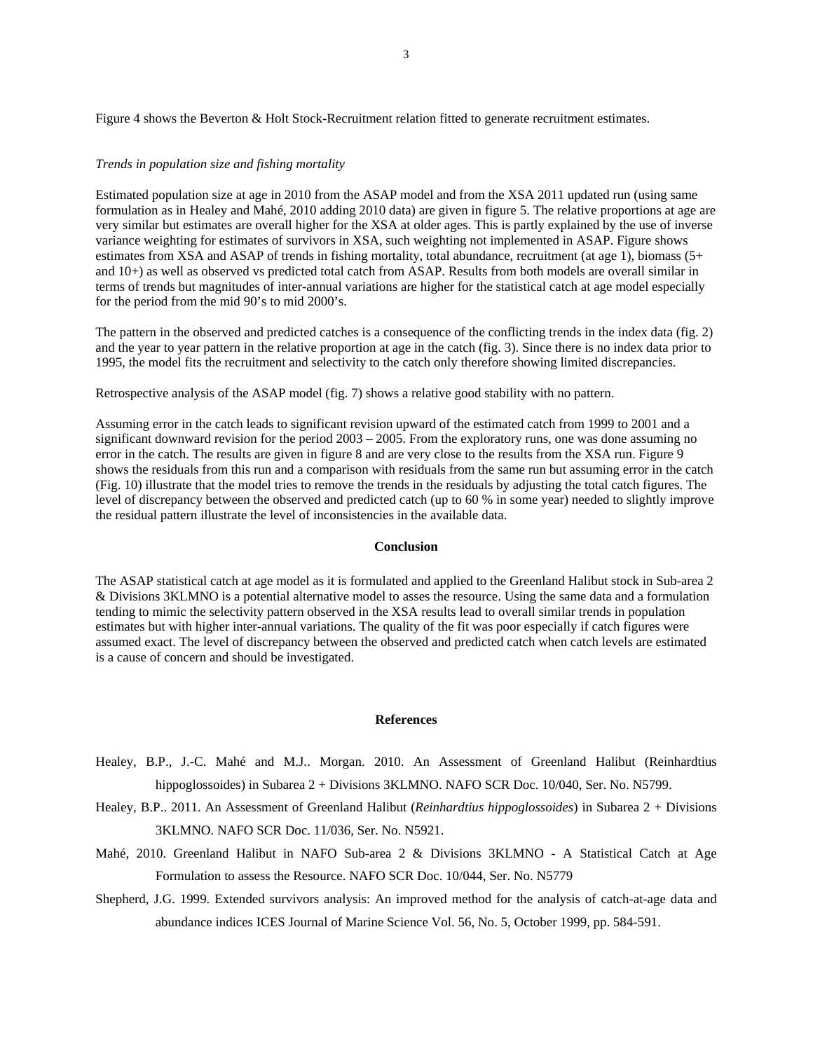Figure 4 shows the Beverton & Holt Stock-Recruitment relation fitted to generate recruitment estimates.

*Trends in population size and fishing mortality*

Estimated population size at age in 2010 from the ASAP model and from the XSA 2011 updated run (using same formulation as in Healey and Mahé, 2010 adding 2010 data) are given in figure 5. The relative proportions at age are very similar but estimates are overall higher for the XSA at older ages. This is partly explained by the use of inverse variance weighting for estimates of survivors in XSA, such weighting not implemented in ASAP. Figure shows estimates from XSA and ASAP of trends in fishing mortality, total abundance, recruitment (at age 1), biomass (5+ and 10+) as well as observed vs predicted total catch from ASAP. Results from both models are overall similar in terms of trends but magnitudes of inter-annual variations are higher for the statistical catch at age model especially for the period from the mid 90's to mid 2000's.

The pattern in the observed and predicted catches is a consequence of the conflicting trends in the index data (fig. 2) and the year to year pattern in the relative proportion at age in the catch (fig. 3). Since there is no index data prior to 1995, the model fits the recruitment and selectivity to the catch only therefore showing limited discrepancies.

Retrospective analysis of the ASAP model (fig. 7) shows a relative good stability with no pattern.

Assuming error in the catch leads to significant revision upward of the estimated catch from 1999 to 2001 and a significant downward revision for the period 2003 – 2005. From the exploratory runs, one was done assuming no error in the catch. The results are given in figure 8 and are very close to the results from the XSA run. Figure 9 shows the residuals from this run and a comparison with residuals from the same run but assuming error in the catch (Fig. 10) illustrate that the model tries to remove the trends in the residuals by adjusting the total catch figures. The level of discrepancy between the observed and predicted catch (up to 60 % in some year) needed to slightly improve the residual pattern illustrate the level of inconsistencies in the available data.

## Conclusion

The ASAP statistical catch at age model as it is formulated and applied to the Greenland Halibut stock in Sub-area 2 & Divisions 3KLMNO is a potential alternative model to asses the resource. Using the same data and a formulation tending to mimic the selectivity pattern observed in the XSA results lead to overall similar trends in population estimates but with higher inter-annual variations. The quality of the fit was poor especially if catch figures were assumed exact. The level of discrepancy between the observed and predicted catch when catch levels are estimated is a cause of concern and should be investigated.

## References

Healey, B.P., J.-C. Mahé and M.J.. Morgan. 2010. An Assessment of Greenland Halibut (Reinhardtius hippoglossoides) in Subarea 2 + Divisions 3KLMNO. NAFO SCR Doc. 10/040, Ser. No. N5799.

Healey, B.P.. 2011. An Assessment of Greenland Halibut (*Reinhardtius hippoglossoides*) in Subarea 2 + Divisions 3KLMNO. NAFO SCR Doc. 11/036, Ser. No. N5921.

Mahé, 2010. Greenland Halibut in NAFO Sub-area 2 & Divisions 3KLMNO - A Statistical Catch at Age Formulation to assess the Resource. NAFO SCR Doc. 10/044, Ser. No. N5779

Shepherd, J.G. 1999. Extended survivors analysis: An improved method for the analysis of catch-at-age data and abundance indices ICES Journal of Marine Science Vol. 56, No. 5, October 1999, pp. 584-591.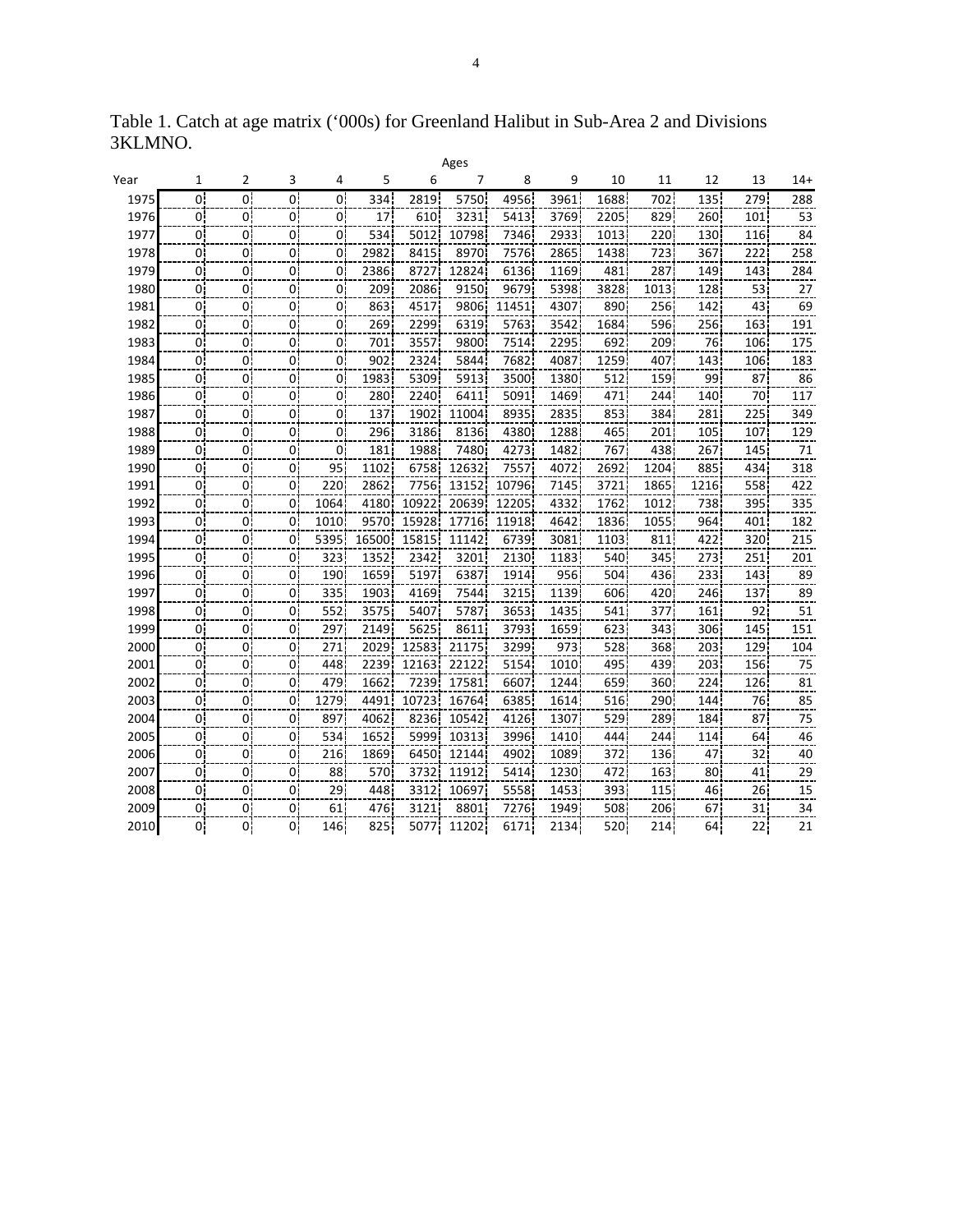Table 1. Catch at age matrix ('000s) for Greenland Halibut in Sub-Area 2 and Divisions 3KLMNO.

| | Ages | | | | | | | | | | | | | |
|---|---|---|---|---|---|---|---|---|---|---|---|---|---|---|
| Year | 1 | 2 | 3 | 4 | 5 | 6 | 7 | 8 | 9 | 10 | 11 | 12 | 13 | 14+ |
| 1975 | 0 | 0 | 0 | 0 | 334 | 2819 | 5750 | 4956 | 3961 | 1688 | 702 | 135 | 279 | 288 |
| 1976 | 0 | 0 | 0 | 0 | 17 | 610 | 3231 | 5413 | 3769 | 2205 | 829 | 260 | 101 | 53 |
| 1977 | 0 | 0 | 0 | 0 | 534 | 5012 | 10798 | 7346 | 2933 | 1013 | 220 | 130 | 116 | 84 |
| 1978 | 0 | 0 | 0 | 0 | 2982 | 8415 | 8970 | 7576 | 2865 | 1438 | 723 | 367 | 222 | 258 |
| 1979 | 0 | 0 | 0 | 0 | 2386 | 8727 | 12824 | 6136 | 1169 | 481 | 287 | 149 | 143 | 284 |
| 1980 | 0 | 0 | 0 | 0 | 209 | 2086 | 9150 | 9679 | 5398 | 3828 | 1013 | 128 | 53 | 27 |
| 1981 | 0 | 0 | 0 | 0 | 863 | 4517 | 9806 | 11451 | 4307 | 890 | 256 | 142 | 43 | 69 |
| 1982 | 0 | 0 | 0 | 0 | 269 | 2299 | 6319 | 5763 | 3542 | 1684 | 596 | 256 | 163 | 191 |
| 1983 | 0 | 0 | 0 | 0 | 701 | 3557 | 9800 | 7514 | 2295 | 692 | 209 | 76 | 106 | 175 |
| 1984 | 0 | 0 | 0 | 0 | 902 | 2324 | 5844 | 7682 | 4087 | 1259 | 407 | 143 | 106 | 183 |
| 1985 | 0 | 0 | 0 | 0 | 1983 | 5309 | 5913 | 3500 | 1380 | 512 | 159 | 99 | 87 | 86 |
| 1986 | 0 | 0 | 0 | 0 | 280 | 2240 | 6411 | 5091 | 1469 | 471 | 244 | 140 | 70 | 117 |
| 1987 | 0 | 0 | 0 | 0 | 137 | 1902 | 11004 | 8935 | 2835 | 853 | 384 | 281 | 225 | 349 |
| 1988 | 0 | 0 | 0 | 0 | 296 | 3186 | 8136 | 4380 | 1288 | 465 | 201 | 105 | 107 | 129 |
| 1989 | 0 | 0 | 0 | 0 | 181 | 1988 | 7480 | 4273 | 1482 | 767 | 438 | 267 | 145 | 71 |
| 1990 | 0 | 0 | 0 | 95 | 1102 | 6758 | 12632 | 7557 | 4072 | 2692 | 1204 | 885 | 434 | 318 |
| 1991 | 0 | 0 | 0 | 220 | 2862 | 7756 | 13152 | 10796 | 7145 | 3721 | 1865 | 1216 | 558 | 422 |
| 1992 | 0 | 0 | 0 | 1064 | 4180 | 10922 | 20639 | 12205 | 4332 | 1762 | 1012 | 738 | 395 | 335 |
| 1993 | 0 | 0 | 0 | 1010 | 9570 | 15928 | 17716 | 11918 | 4642 | 1836 | 1055 | 964 | 401 | 182 |
| 1994 | 0 | 0 | 0 | 5395 | 16500 | 15815 | 11142 | 6739 | 3081 | 1103 | 811 | 422 | 320 | 215 |
| 1995 | 0 | 0 | 0 | 323 | 1352 | 2342 | 3201 | 2130 | 1183 | 540 | 345 | 273 | 251 | 201 |
| 1996 | 0 | 0 | 0 | 190 | 1659 | 5197 | 6387 | 1914 | 956 | 504 | 436 | 233 | 143 | 89 |
| 1997 | 0 | 0 | 0 | 335 | 1903 | 4169 | 7544 | 3215 | 1139 | 606 | 420 | 246 | 137 | 89 |
| 1998 | 0 | 0 | 0 | 552 | 3575 | 5407 | 5787 | 3653 | 1435 | 541 | 377 | 161 | 92 | 51 |
| 1999 | 0 | 0 | 0 | 297 | 2149 | 5625 | 8611 | 3793 | 1659 | 623 | 343 | 306 | 145 | 151 |
| 2000 | 0 | 0 | 0 | 271 | 2029 | 12583 | 21175 | 3299 | 973 | 528 | 368 | 203 | 129 | 104 |
| 2001 | 0 | 0 | 0 | 448 | 2239 | 12163 | 22122 | 5154 | 1010 | 495 | 439 | 203 | 156 | 75 |
| 2002 | 0 | 0 | 0 | 479 | 1662 | 7239 | 17581 | 6607 | 1244 | 659 | 360 | 224 | 126 | 81 |
| 2003 | 0 | 0 | 0 | 1279 | 4491 | 10723 | 16764 | 6385 | 1614 | 516 | 290 | 144 | 76 | 85 |
| 2004 | 0 | 0 | 0 | 897 | 4062 | 8236 | 10542 | 4126 | 1307 | 529 | 289 | 184 | 87 | 75 |
| 2005 | 0 | 0 | 0 | 534 | 1652 | 5999 | 10313 | 3996 | 1410 | 444 | 244 | 114 | 64 | 46 |
| 2006 | 0 | 0 | 0 | 216 | 1869 | 6450 | 12144 | 4902 | 1089 | 372 | 136 | 47 | 32 | 40 |
| 2007 | 0 | 0 | 0 | 88 | 570 | 3732 | 11912 | 5414 | 1230 | 472 | 163 | 80 | 41 | 29 |
| 2008 | 0 | 0 | 0 | 29 | 448 | 3312 | 10697 | 5558 | 1453 | 393 | 115 | 46 | 26 | 15 |
| 2009 | 0 | 0 | 0 | 61 | 476 | 3121 | 8801 | 7276 | 1949 | 508 | 206 | 67 | 31 | 34 |
| 2010 | 0 | 0 | 0 | 146 | 825 | 5077 | 11202 | 6171 | 2134 | 520 | 214 | 64 | 22 | 21 |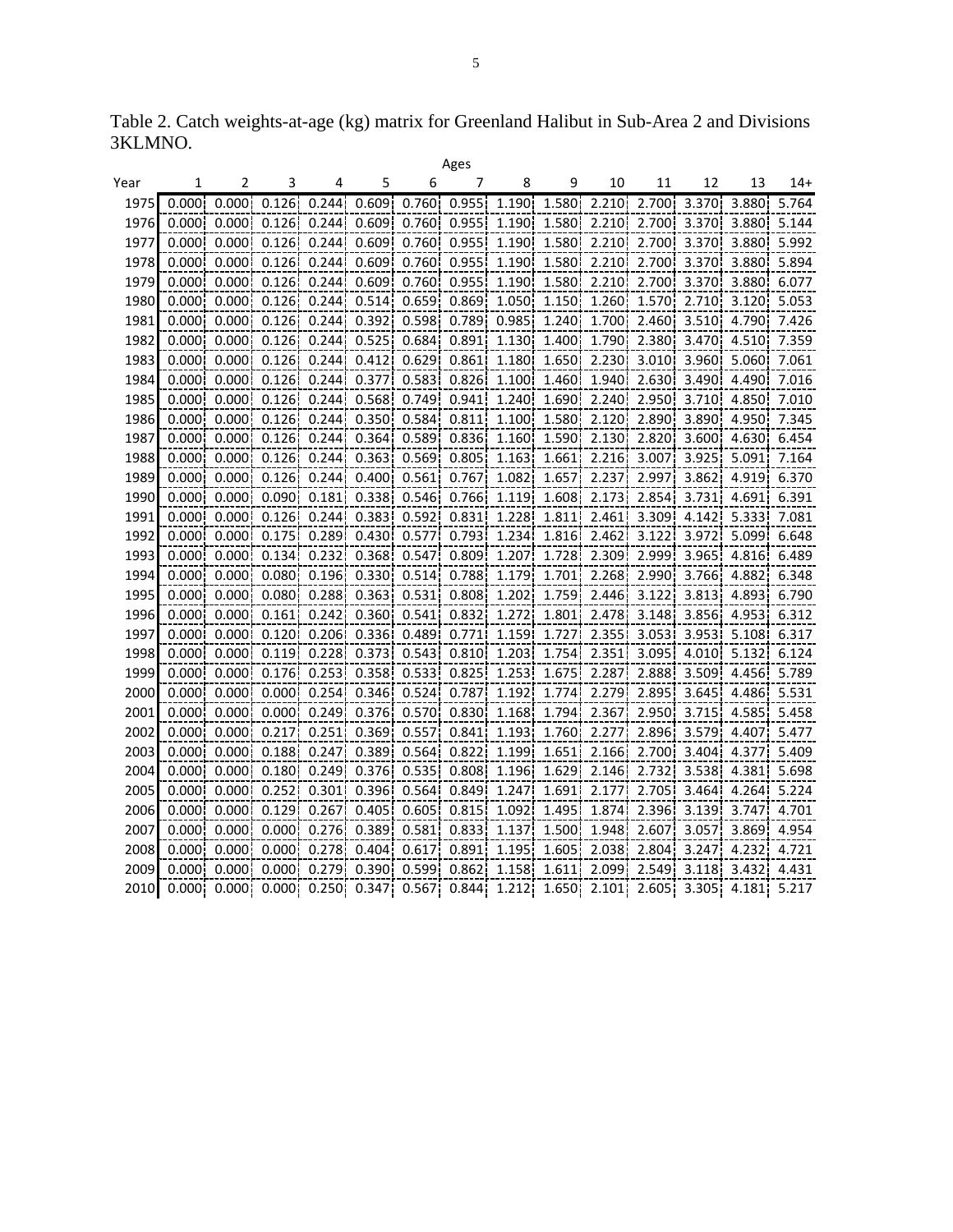Table 2. Catch weights-at-age (kg) matrix for Greenland Halibut in Sub-Area 2 and Divisions 3KLMNO.

| | Ages | | | | | | | | | | | | | |
|---|---|---|---|---|---|---|---|---|---|---|---|---|---|---|
| Year | 1 | 2 | 3 | 4 | 5 | 6 | 7 | 8 | 9 | 10 | 11 | 12 | 13 | 14+ |
| 1975 | 0.000 | 0.000 | 0.126 | 0.244 | 0.609 | 0.760 | 0.955 | 1.190 | 1.580 | 2.210 | 2.700 | 3.370 | 3.880 | 5.764 |
| 1976 | 0.000 | 0.000 | 0.126 | 0.244 | 0.609 | 0.760 | 0.955 | 1.190 | 1.580 | 2.210 | 2.700 | 3.370 | 3.880 | 5.144 |
| 1977 | 0.000 | 0.000 | 0.126 | 0.244 | 0.609 | 0.760 | 0.955 | 1.190 | 1.580 | 2.210 | 2.700 | 3.370 | 3.880 | 5.992 |
| 1978 | 0.000 | 0.000 | 0.126 | 0.244 | 0.609 | 0.760 | 0.955 | 1.190 | 1.580 | 2.210 | 2.700 | 3.370 | 3.880 | 5.894 |
| 1979 | 0.000 | 0.000 | 0.126 | 0.244 | 0.609 | 0.760 | 0.955 | 1.190 | 1.580 | 2.210 | 2.700 | 3.370 | 3.880 | 6.077 |
| 1980 | 0.000 | 0.000 | 0.126 | 0.244 | 0.514 | 0.659 | 0.869 | 1.050 | 1.150 | 1.260 | 1.570 | 2.710 | 3.120 | 5.053 |
| 1981 | 0.000 | 0.000 | 0.126 | 0.244 | 0.392 | 0.598 | 0.789 | 0.985 | 1.240 | 1.700 | 2.460 | 3.510 | 4.790 | 7.426 |
| 1982 | 0.000 | 0.000 | 0.126 | 0.244 | 0.525 | 0.684 | 0.891 | 1.130 | 1.400 | 1.790 | 2.380 | 3.470 | 4.510 | 7.359 |
| 1983 | 0.000 | 0.000 | 0.126 | 0.244 | 0.412 | 0.629 | 0.861 | 1.180 | 1.650 | 2.230 | 3.010 | 3.960 | 5.060 | 7.061 |
| 1984 | 0.000 | 0.000 | 0.126 | 0.244 | 0.377 | 0.583 | 0.826 | 1.100 | 1.460 | 1.940 | 2.630 | 3.490 | 4.490 | 7.016 |
| 1985 | 0.000 | 0.000 | 0.126 | 0.244 | 0.568 | 0.749 | 0.941 | 1.240 | 1.690 | 2.240 | 2.950 | 3.710 | 4.850 | 7.010 |
| 1986 | 0.000 | 0.000 | 0.126 | 0.244 | 0.350 | 0.584 | 0.811 | 1.100 | 1.580 | 2.120 | 2.890 | 3.890 | 4.950 | 7.345 |
| 1987 | 0.000 | 0.000 | 0.126 | 0.244 | 0.364 | 0.589 | 0.836 | 1.160 | 1.590 | 2.130 | 2.820 | 3.600 | 4.630 | 6.454 |
| 1988 | 0.000 | 0.000 | 0.126 | 0.244 | 0.363 | 0.569 | 0.805 | 1.163 | 1.661 | 2.216 | 3.007 | 3.925 | 5.091 | 7.164 |
| 1989 | 0.000 | 0.000 | 0.126 | 0.244 | 0.400 | 0.561 | 0.767 | 1.082 | 1.657 | 2.237 | 2.997 | 3.862 | 4.919 | 6.370 |
| 1990 | 0.000 | 0.000 | 0.090 | 0.181 | 0.338 | 0.546 | 0.766 | 1.119 | 1.608 | 2.173 | 2.854 | 3.731 | 4.691 | 6.391 |
| 1991 | 0.000 | 0.000 | 0.126 | 0.244 | 0.383 | 0.592 | 0.831 | 1.228 | 1.811 | 2.461 | 3.309 | 4.142 | 5.333 | 7.081 |
| 1992 | 0.000 | 0.000 | 0.175 | 0.289 | 0.430 | 0.577 | 0.793 | 1.234 | 1.816 | 2.462 | 3.122 | 3.972 | 5.099 | 6.648 |
| 1993 | 0.000 | 0.000 | 0.134 | 0.232 | 0.368 | 0.547 | 0.809 | 1.207 | 1.728 | 2.309 | 2.999 | 3.965 | 4.816 | 6.489 |
| 1994 | 0.000 | 0.000 | 0.080 | 0.196 | 0.330 | 0.514 | 0.788 | 1.179 | 1.701 | 2.268 | 2.990 | 3.766 | 4.882 | 6.348 |
| 1995 | 0.000 | 0.000 | 0.080 | 0.288 | 0.363 | 0.531 | 0.808 | 1.202 | 1.759 | 2.446 | 3.122 | 3.813 | 4.893 | 6.790 |
| 1996 | 0.000 | 0.000 | 0.161 | 0.242 | 0.360 | 0.541 | 0.832 | 1.272 | 1.801 | 2.478 | 3.148 | 3.856 | 4.953 | 6.312 |
| 1997 | 0.000 | 0.000 | 0.120 | 0.206 | 0.336 | 0.489 | 0.771 | 1.159 | 1.727 | 2.355 | 3.053 | 3.953 | 5.108 | 6.317 |
| 1998 | 0.000 | 0.000 | 0.119 | 0.228 | 0.373 | 0.543 | 0.810 | 1.203 | 1.754 | 2.351 | 3.095 | 4.010 | 5.132 | 6.124 |
| 1999 | 0.000 | 0.000 | 0.176 | 0.253 | 0.358 | 0.533 | 0.825 | 1.253 | 1.675 | 2.287 | 2.888 | 3.509 | 4.456 | 5.789 |
| 2000 | 0.000 | 0.000 | 0.000 | 0.254 | 0.346 | 0.524 | 0.787 | 1.192 | 1.774 | 2.279 | 2.895 | 3.645 | 4.486 | 5.531 |
| 2001 | 0.000 | 0.000 | 0.000 | 0.249 | 0.376 | 0.570 | 0.830 | 1.168 | 1.794 | 2.367 | 2.950 | 3.715 | 4.585 | 5.458 |
| 2002 | 0.000 | 0.000 | 0.217 | 0.251 | 0.369 | 0.557 | 0.841 | 1.193 | 1.760 | 2.277 | 2.896 | 3.579 | 4.407 | 5.477 |
| 2003 | 0.000 | 0.000 | 0.188 | 0.247 | 0.389 | 0.564 | 0.822 | 1.199 | 1.651 | 2.166 | 2.700 | 3.404 | 4.377 | 5.409 |
| 2004 | 0.000 | 0.000 | 0.180 | 0.249 | 0.376 | 0.535 | 0.808 | 1.196 | 1.629 | 2.146 | 2.732 | 3.538 | 4.381 | 5.698 |
| 2005 | 0.000 | 0.000 | 0.252 | 0.301 | 0.396 | 0.564 | 0.849 | 1.247 | 1.691 | 2.177 | 2.705 | 3.464 | 4.264 | 5.224 |
| 2006 | 0.000 | 0.000 | 0.129 | 0.267 | 0.405 | 0.605 | 0.815 | 1.092 | 1.495 | 1.874 | 2.396 | 3.139 | 3.747 | 4.701 |
| 2007 | 0.000 | 0.000 | 0.000 | 0.276 | 0.389 | 0.581 | 0.833 | 1.137 | 1.500 | 1.948 | 2.607 | 3.057 | 3.869 | 4.954 |
| 2008 | 0.000 | 0.000 | 0.000 | 0.278 | 0.404 | 0.617 | 0.891 | 1.195 | 1.605 | 2.038 | 2.804 | 3.247 | 4.232 | 4.721 |
| 2009 | 0.000 | 0.000 | 0.000 | 0.279 | 0.390 | 0.599 | 0.862 | 1.158 | 1.611 | 2.099 | 2.549 | 3.118 | 3.432 | 4.431 |
| 2010 | 0.000 | 0.000 | 0.000 | 0.250 | 0.347 | 0.567 | 0.844 | 1.212 | 1.650 | 2.101 | 2.605 | 3.305 | 4.181 | 5.217 |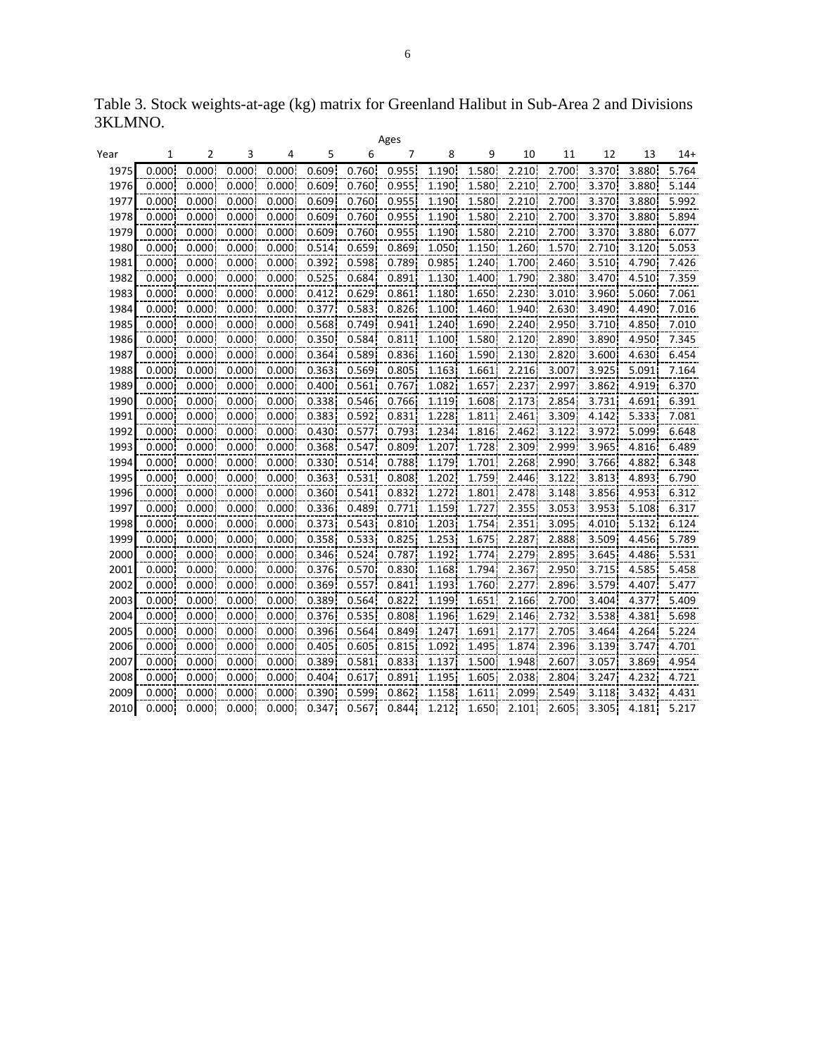Table 3. Stock weights-at-age (kg) matrix for Greenland Halibut in Sub-Area 2 and Divisions 3KLMNO.

| | Ages | | | | | | | | | | | | | |
|---|---|---|---|---|---|---|---|---|---|---|---|---|---|---|
| Year | 1 | 2 | 3 | 4 | 5 | 6 | 7 | 8 | 9 | 10 | 11 | 12 | 13 | 14+ |
| 1975 | 0.000 | 0.000 | 0.000 | 0.000 | 0.609 | 0.760 | 0.955 | 1.190 | 1.580 | 2.210 | 2.700 | 3.370 | 3.880 | 5.764 |
| 1976 | 0.000 | 0.000 | 0.000 | 0.000 | 0.609 | 0.760 | 0.955 | 1.190 | 1.580 | 2.210 | 2.700 | 3.370 | 3.880 | 5.144 |
| 1977 | 0.000 | 0.000 | 0.000 | 0.000 | 0.609 | 0.760 | 0.955 | 1.190 | 1.580 | 2.210 | 2.700 | 3.370 | 3.880 | 5.992 |
| 1978 | 0.000 | 0.000 | 0.000 | 0.000 | 0.609 | 0.760 | 0.955 | 1.190 | 1.580 | 2.210 | 2.700 | 3.370 | 3.880 | 5.894 |
| 1979 | 0.000 | 0.000 | 0.000 | 0.000 | 0.609 | 0.760 | 0.955 | 1.190 | 1.580 | 2.210 | 2.700 | 3.370 | 3.880 | 6.077 |
| 1980 | 0.000 | 0.000 | 0.000 | 0.000 | 0.514 | 0.659 | 0.869 | 1.050 | 1.150 | 1.260 | 1.570 | 2.710 | 3.120 | 5.053 |
| 1981 | 0.000 | 0.000 | 0.000 | 0.000 | 0.392 | 0.598 | 0.789 | 0.985 | 1.240 | 1.700 | 2.460 | 3.510 | 4.790 | 7.426 |
| 1982 | 0.000 | 0.000 | 0.000 | 0.000 | 0.525 | 0.684 | 0.891 | 1.130 | 1.400 | 1.790 | 2.380 | 3.470 | 4.510 | 7.359 |
| 1983 | 0.000 | 0.000 | 0.000 | 0.000 | 0.412 | 0.629 | 0.861 | 1.180 | 1.650 | 2.230 | 3.010 | 3.960 | 5.060 | 7.061 |
| 1984 | 0.000 | 0.000 | 0.000 | 0.000 | 0.377 | 0.583 | 0.826 | 1.100 | 1.460 | 1.940 | 2.630 | 3.490 | 4.490 | 7.016 |
| 1985 | 0.000 | 0.000 | 0.000 | 0.000 | 0.568 | 0.749 | 0.941 | 1.240 | 1.690 | 2.240 | 2.950 | 3.710 | 4.850 | 7.010 |
| 1986 | 0.000 | 0.000 | 0.000 | 0.000 | 0.350 | 0.584 | 0.811 | 1.100 | 1.580 | 2.120 | 2.890 | 3.890 | 4.950 | 7.345 |
| 1987 | 0.000 | 0.000 | 0.000 | 0.000 | 0.364 | 0.589 | 0.836 | 1.160 | 1.590 | 2.130 | 2.820 | 3.600 | 4.630 | 6.454 |
| 1988 | 0.000 | 0.000 | 0.000 | 0.000 | 0.363 | 0.569 | 0.805 | 1.163 | 1.661 | 2.216 | 3.007 | 3.925 | 5.091 | 7.164 |
| 1989 | 0.000 | 0.000 | 0.000 | 0.000 | 0.400 | 0.561 | 0.767 | 1.082 | 1.657 | 2.237 | 2.997 | 3.862 | 4.919 | 6.370 |
| 1990 | 0.000 | 0.000 | 0.000 | 0.000 | 0.338 | 0.546 | 0.766 | 1.119 | 1.608 | 2.173 | 2.854 | 3.731 | 4.691 | 6.391 |
| 1991 | 0.000 | 0.000 | 0.000 | 0.000 | 0.383 | 0.592 | 0.831 | 1.228 | 1.811 | 2.461 | 3.309 | 4.142 | 5.333 | 7.081 |
| 1992 | 0.000 | 0.000 | 0.000 | 0.000 | 0.430 | 0.577 | 0.793 | 1.234 | 1.816 | 2.462 | 3.122 | 3.972 | 5.099 | 6.648 |
| 1993 | 0.000 | 0.000 | 0.000 | 0.000 | 0.368 | 0.547 | 0.809 | 1.207 | 1.728 | 2.309 | 2.999 | 3.965 | 4.816 | 6.489 |
| 1994 | 0.000 | 0.000 | 0.000 | 0.000 | 0.330 | 0.514 | 0.788 | 1.179 | 1.701 | 2.268 | 2.990 | 3.766 | 4.882 | 6.348 |
| 1995 | 0.000 | 0.000 | 0.000 | 0.000 | 0.363 | 0.531 | 0.808 | 1.202 | 1.759 | 2.446 | 3.122 | 3.813 | 4.893 | 6.790 |
| 1996 | 0.000 | 0.000 | 0.000 | 0.000 | 0.360 | 0.541 | 0.832 | 1.272 | 1.801 | 2.478 | 3.148 | 3.856 | 4.953 | 6.312 |
| 1997 | 0.000 | 0.000 | 0.000 | 0.000 | 0.336 | 0.489 | 0.771 | 1.159 | 1.727 | 2.355 | 3.053 | 3.953 | 5.108 | 6.317 |
| 1998 | 0.000 | 0.000 | 0.000 | 0.000 | 0.373 | 0.543 | 0.810 | 1.203 | 1.754 | 2.351 | 3.095 | 4.010 | 5.132 | 6.124 |
| 1999 | 0.000 | 0.000 | 0.000 | 0.000 | 0.358 | 0.533 | 0.825 | 1.253 | 1.675 | 2.287 | 2.888 | 3.509 | 4.456 | 5.789 |
| 2000 | 0.000 | 0.000 | 0.000 | 0.000 | 0.346 | 0.524 | 0.787 | 1.192 | 1.774 | 2.279 | 2.895 | 3.645 | 4.486 | 5.531 |
| 2001 | 0.000 | 0.000 | 0.000 | 0.000 | 0.376 | 0.570 | 0.830 | 1.168 | 1.794 | 2.367 | 2.950 | 3.715 | 4.585 | 5.458 |
| 2002 | 0.000 | 0.000 | 0.000 | 0.000 | 0.369 | 0.557 | 0.841 | 1.193 | 1.760 | 2.277 | 2.896 | 3.579 | 4.407 | 5.477 |
| 2003 | 0.000 | 0.000 | 0.000 | 0.000 | 0.389 | 0.564 | 0.822 | 1.199 | 1.651 | 2.166 | 2.700 | 3.404 | 4.377 | 5.409 |
| 2004 | 0.000 | 0.000 | 0.000 | 0.000 | 0.376 | 0.535 | 0.808 | 1.196 | 1.629 | 2.146 | 2.732 | 3.538 | 4.381 | 5.698 |
| 2005 | 0.000 | 0.000 | 0.000 | 0.000 | 0.396 | 0.564 | 0.849 | 1.247 | 1.691 | 2.177 | 2.705 | 3.464 | 4.264 | 5.224 |
| 2006 | 0.000 | 0.000 | 0.000 | 0.000 | 0.405 | 0.605 | 0.815 | 1.092 | 1.495 | 1.874 | 2.396 | 3.139 | 3.747 | 4.701 |
| 2007 | 0.000 | 0.000 | 0.000 | 0.000 | 0.389 | 0.581 | 0.833 | 1.137 | 1.500 | 1.948 | 2.607 | 3.057 | 3.869 | 4.954 |
| 2008 | 0.000 | 0.000 | 0.000 | 0.000 | 0.404 | 0.617 | 0.891 | 1.195 | 1.605 | 2.038 | 2.804 | 3.247 | 4.232 | 4.721 |
| 2009 | 0.000 | 0.000 | 0.000 | 0.000 | 0.390 | 0.599 | 0.862 | 1.158 | 1.611 | 2.099 | 2.549 | 3.118 | 3.432 | 4.431 |
| 2010 | 0.000 | 0.000 | 0.000 | 0.000 | 0.347 | 0.567 | 0.844 | 1.212 | 1.650 | 2.101 | 2.605 | 3.305 | 4.181 | 5.217 |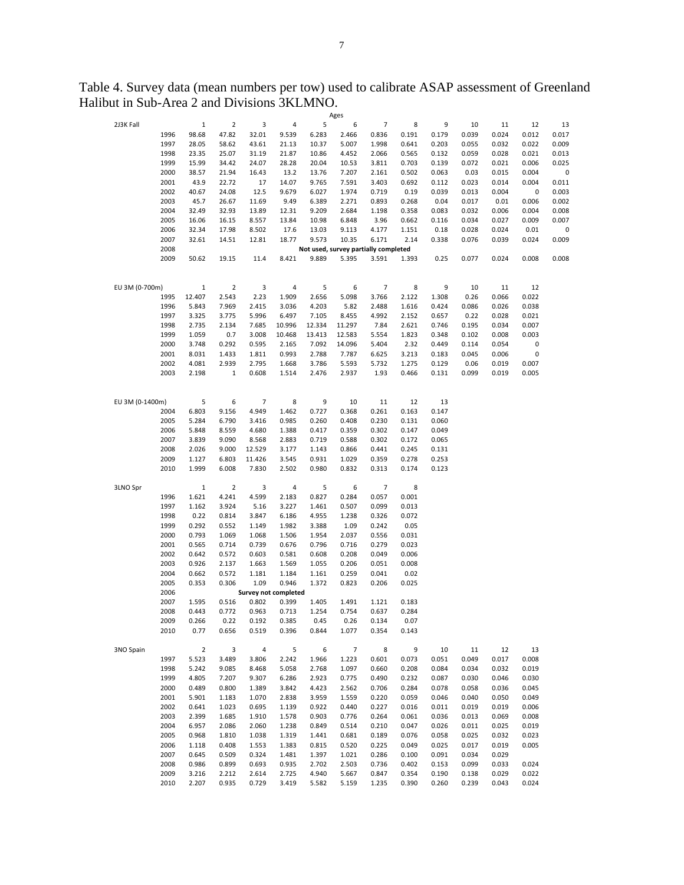Table 4. Survey data (mean numbers per tow) used to calibrate ASAP assessment of Greenland Halibut in Sub-Area 2 and Divisions 3KLMNO.

**2J3K Fall**

| Year | 1 | 2 | 3 | 4 | 5 | 6 | 7 | 8 | 9 | 10 | 11 | 12 | 13 |
|---|---|---|---|---|---|---|---|---|---|---|---|---|---|
| 1996 | 98.68 | 47.82 | 32.01 | 9.539 | 6.283 | 2.466 | 0.836 | 0.191 | 0.179 | 0.039 | 0.024 | 0.012 | 0.017 |
| 1997 | 28.05 | 58.62 | 43.61 | 21.13 | 10.37 | 5.007 | 1.998 | 0.641 | 0.203 | 0.055 | 0.032 | 0.022 | 0.009 |
| 1998 | 23.35 | 25.07 | 31.19 | 21.87 | 10.86 | 4.452 | 2.066 | 0.565 | 0.132 | 0.059 | 0.028 | 0.021 | 0.013 |
| 1999 | 15.99 | 34.42 | 24.07 | 28.28 | 20.04 | 10.53 | 3.811 | 0.703 | 0.139 | 0.072 | 0.021 | 0.006 | 0.025 |
| 2000 | 38.57 | 21.94 | 16.43 | 13.2 | 13.76 | 7.207 | 2.161 | 0.502 | 0.063 | 0.03 | 0.015 | 0.004 | 0 |
| 2001 | 43.9 | 22.72 | 17 | 14.07 | 9.765 | 7.591 | 3.403 | 0.692 | 0.112 | 0.023 | 0.014 | 0.004 | 0.011 |
| 2002 | 40.67 | 24.08 | 12.5 | 9.679 | 6.027 | 1.974 | 0.719 | 0.19 | 0.039 | 0.013 | 0.004 | 0 | 0.003 |
| 2003 | 45.7 | 26.67 | 11.69 | 9.49 | 6.389 | 2.271 | 0.893 | 0.268 | 0.04 | 0.017 | 0.01 | 0.006 | 0.002 |
| 2004 | 32.49 | 32.93 | 13.89 | 12.31 | 9.209 | 2.684 | 1.198 | 0.358 | 0.083 | 0.032 | 0.006 | 0.004 | 0.008 |
| 2005 | 16.06 | 16.15 | 8.557 | 13.84 | 10.98 | 6.848 | 3.96 | 0.662 | 0.116 | 0.034 | 0.027 | 0.009 | 0.007 |
| 2006 | 32.34 | 17.98 | 8.502 | 17.6 | 13.03 | 9.113 | 4.177 | 1.151 | 0.18 | 0.028 | 0.024 | 0.01 | 0 |
| 2007 | 32.61 | 14.51 | 12.81 | 18.77 | 9.573 | 10.35 | 6.171 | 2.14 | 0.338 | 0.076 | 0.039 | 0.024 | 0.009 |
| 2008 | Not used, survey partially completed | | | | | | | | | | | | |
| 2009 | 50.62 | 19.15 | 11.4 | 8.421 | 9.889 | 5.395 | 3.591 | 1.393 | 0.25 | 0.077 | 0.024 | 0.008 | 0.008 |

**EU 3M (0-700m)**

| Year | 1 | 2 | 3 | 4 | 5 | 6 | 7 | 8 | 9 | 10 | 11 | 12 |
|---|---|---|---|---|---|---|---|---|---|---|---|---|
| 1995 | 12.407 | 2.543 | 2.23 | 1.909 | 2.656 | 5.098 | 3.766 | 2.122 | 1.308 | 0.26 | 0.066 | 0.022 |
| 1996 | 5.843 | 7.969 | 2.415 | 3.036 | 4.203 | 5.82 | 2.488 | 1.616 | 0.424 | 0.086 | 0.026 | 0.038 |
| 1997 | 3.325 | 3.775 | 5.996 | 6.497 | 7.105 | 8.455 | 4.992 | 2.152 | 0.657 | 0.22 | 0.028 | 0.021 |
| 1998 | 2.735 | 2.134 | 7.685 | 10.996 | 12.334 | 11.297 | 7.84 | 2.621 | 0.746 | 0.195 | 0.034 | 0.007 |
| 1999 | 1.059 | 0.7 | 3.008 | 10.468 | 13.413 | 12.583 | 5.554 | 1.823 | 0.348 | 0.102 | 0.008 | 0.003 |
| 2000 | 3.748 | 0.292 | 0.595 | 2.165 | 7.092 | 14.096 | 5.404 | 2.32 | 0.449 | 0.114 | 0.054 | 0 |
| 2001 | 8.031 | 1.433 | 1.811 | 0.993 | 2.788 | 7.787 | 6.625 | 3.213 | 0.183 | 0.045 | 0.006 | 0 |
| 2002 | 4.081 | 2.939 | 2.795 | 1.668 | 3.786 | 5.593 | 5.732 | 1.275 | 0.129 | 0.06 | 0.019 | 0.007 |
| 2003 | 2.198 | 1 | 0.608 | 1.514 | 2.476 | 2.937 | 1.93 | 0.466 | 0.131 | 0.099 | 0.019 | 0.005 |

**EU 3M (0-1400m)**

| Year | 5 | 6 | 7 | 8 | 9 | 10 | 11 | 12 | 13 |
|---|---|---|---|---|---|---|---|---|---|
| 2004 | 6.803 | 9.156 | 4.949 | 1.462 | 0.727 | 0.368 | 0.261 | 0.163 | 0.147 |
| 2005 | 5.284 | 6.790 | 3.416 | 0.985 | 0.260 | 0.408 | 0.230 | 0.131 | 0.060 |
| 2006 | 5.848 | 8.559 | 4.680 | 1.388 | 0.417 | 0.359 | 0.302 | 0.147 | 0.049 |
| 2007 | 3.839 | 9.090 | 8.568 | 2.883 | 0.719 | 0.588 | 0.302 | 0.172 | 0.065 |
| 2008 | 2.026 | 9.000 | 12.529 | 3.177 | 1.143 | 0.866 | 0.441 | 0.245 | 0.131 |
| 2009 | 1.127 | 6.803 | 11.426 | 3.545 | 0.931 | 1.029 | 0.359 | 0.278 | 0.253 |
| 2010 | 1.999 | 6.008 | 7.830 | 2.502 | 0.980 | 0.832 | 0.313 | 0.174 | 0.123 |

**3LNO Spr**

| Year | 1 | 2 | 3 | 4 | 5 | 6 | 7 | 8 |
|---|---|---|---|---|---|---|---|---|
| 1996 | 1.621 | 4.241 | 4.599 | 2.183 | 0.827 | 0.284 | 0.057 | 0.001 |
| 1997 | 1.162 | 3.924 | 5.16 | 3.227 | 1.461 | 0.507 | 0.099 | 0.013 |
| 1998 | 0.22 | 0.814 | 3.847 | 6.186 | 4.955 | 1.238 | 0.326 | 0.072 |
| 1999 | 0.292 | 0.552 | 1.149 | 1.982 | 3.388 | 1.09 | 0.242 | 0.05 |
| 2000 | 0.793 | 1.069 | 1.068 | 1.506 | 1.954 | 2.037 | 0.556 | 0.031 |
| 2001 | 0.565 | 0.714 | 0.739 | 0.676 | 0.796 | 0.716 | 0.279 | 0.023 |
| 2002 | 0.642 | 0.572 | 0.603 | 0.581 | 0.608 | 0.208 | 0.049 | 0.006 |
| 2003 | 0.926 | 2.137 | 1.663 | 1.569 | 1.055 | 0.206 | 0.051 | 0.008 |
| 2004 | 0.662 | 0.572 | 1.181 | 1.184 | 1.161 | 0.259 | 0.041 | 0.02 |
| 2005 | 0.353 | 0.306 | 1.09 | 0.946 | 1.372 | 0.823 | 0.206 | 0.025 |
| 2006 | Survey not completed | | | | | | | |
| 2007 | 1.595 | 0.516 | 0.802 | 0.399 | 1.405 | 1.491 | 1.121 | 0.183 |
| 2008 | 0.443 | 0.772 | 0.963 | 0.713 | 1.254 | 0.754 | 0.637 | 0.284 |
| 2009 | 0.266 | 0.22 | 0.192 | 0.385 | 0.45 | 0.26 | 0.134 | 0.07 |
| 2010 | 0.77 | 0.656 | 0.519 | 0.396 | 0.844 | 1.077 | 0.354 | 0.143 |

**3NO Spain**

| Year | 2 | 3 | 4 | 5 | 6 | 7 | 8 | 9 | 10 | 11 | 12 | 13 |
|---|---|---|---|---|---|---|---|---|---|---|---|---|
| 1997 | 5.523 | 3.489 | 3.806 | 2.242 | 1.966 | 1.223 | 0.601 | 0.073 | 0.051 | 0.049 | 0.017 | 0.008 |
| 1998 | 5.242 | 9.085 | 8.468 | 5.058 | 2.768 | 1.097 | 0.660 | 0.208 | 0.084 | 0.034 | 0.032 | 0.019 |
| 1999 | 4.805 | 7.207 | 9.307 | 6.286 | 2.923 | 0.775 | 0.490 | 0.232 | 0.087 | 0.030 | 0.046 | 0.030 |
| 2000 | 0.489 | 0.800 | 1.389 | 3.842 | 4.423 | 2.562 | 0.706 | 0.284 | 0.078 | 0.058 | 0.036 | 0.045 |
| 2001 | 5.901 | 1.183 | 1.070 | 2.838 | 3.959 | 1.559 | 0.220 | 0.059 | 0.046 | 0.040 | 0.050 | 0.049 |
| 2002 | 0.641 | 1.023 | 0.695 | 1.139 | 0.922 | 0.440 | 0.227 | 0.016 | 0.011 | 0.019 | 0.019 | 0.006 |
| 2003 | 2.399 | 1.685 | 1.910 | 1.578 | 0.903 | 0.776 | 0.264 | 0.061 | 0.036 | 0.013 | 0.069 | 0.008 |
| 2004 | 6.957 | 2.086 | 2.060 | 1.238 | 0.849 | 0.514 | 0.210 | 0.047 | 0.026 | 0.011 | 0.025 | 0.019 |
| 2005 | 0.968 | 1.810 | 1.038 | 1.319 | 1.441 | 0.681 | 0.189 | 0.076 | 0.058 | 0.025 | 0.032 | 0.023 |
| 2006 | 1.118 | 0.408 | 1.553 | 1.383 | 0.815 | 0.520 | 0.225 | 0.049 | 0.025 | 0.017 | 0.019 | 0.005 |
| 2007 | 0.645 | 0.509 | 0.324 | 1.481 | 1.397 | 1.021 | 0.286 | 0.100 | 0.091 | 0.034 | 0.029 | |
| 2008 | 0.986 | 0.899 | 0.693 | 0.935 | 2.702 | 2.503 | 0.736 | 0.402 | 0.153 | 0.099 | 0.033 | 0.024 |
| 2009 | 3.216 | 2.212 | 2.614 | 2.725 | 4.940 | 5.667 | 0.847 | 0.354 | 0.190 | 0.138 | 0.029 | 0.022 |
| 2010 | 2.207 | 0.935 | 0.729 | 3.419 | 5.582 | 5.159 | 1.235 | 0.390 | 0.260 | 0.239 | 0.043 | 0.024 |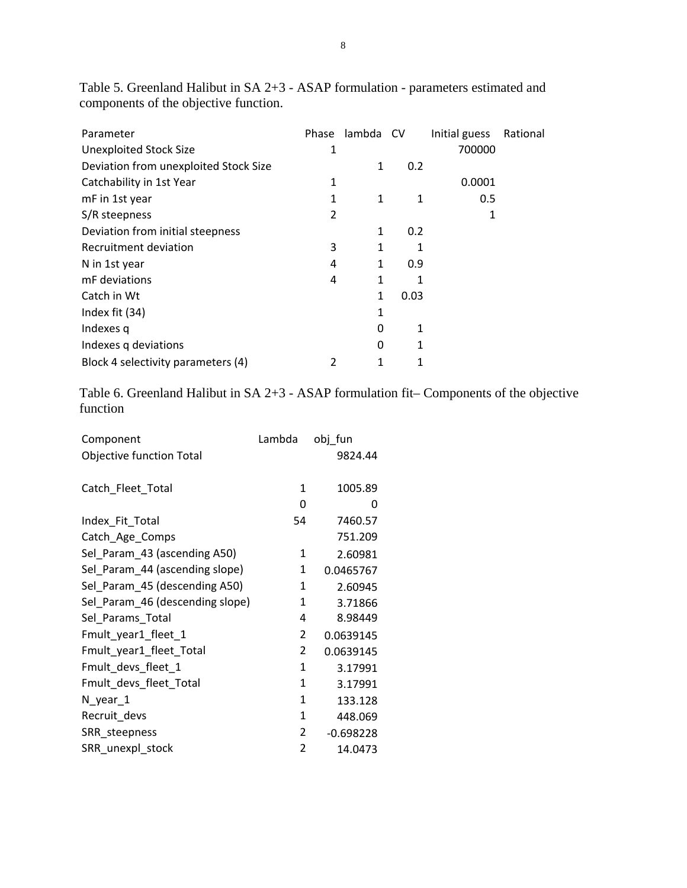Table 5. Greenland Halibut in SA 2+3 - ASAP formulation - parameters estimated and components of the objective function.

| Parameter | Phase | lambda | CV | Initial guess | Rational |
|---|---|---|---|---|---|
| Unexploited Stock Size | 1 | | | 700000 | |
| Deviation from unexploited Stock Size | | 1 | 0.2 | | |
| Catchability in 1st Year | 1 | | | 0.0001 | |
| mF in 1st year | 1 | 1 | 1 | 0.5 | |
| S/R steepness | 2 | | | 1 | |
| Deviation from initial steepness | | 1 | 0.2 | | |
| Recruitment deviation | 3 | 1 | 1 | | |
| N in 1st year | 4 | 1 | 0.9 | | |
| mF deviations | 4 | 1 | 1 | | |
| Catch in Wt | | 1 | 0.03 | | |
| Index fit (34) | | 1 | | | |
| Indexes q | | 0 | 1 | | |
| Indexes q deviations | | 0 | 1 | | |
| Block 4 selectivity parameters (4) | 2 | 1 | 1 | | |

Table 6. Greenland Halibut in SA 2+3 - ASAP formulation fit– Components of the objective function

| Component | Lambda | obj_fun |
|---|---|---|
| Objective function Total | | 9824.44 |
| | | |
| Catch_Fleet_Total | 1 | 1005.89 |
| | 0 | 0 |
| Index_Fit_Total | 54 | 7460.57 |
| Catch_Age_Comps | | 751.209 |
| Sel_Param_43 (ascending A50) | 1 | 2.60981 |
| Sel_Param_44 (ascending slope) | 1 | 0.0465767 |
| Sel_Param_45 (descending A50) | 1 | 2.60945 |
| Sel_Param_46 (descending slope) | 1 | 3.71866 |
| Sel_Params_Total | 4 | 8.98449 |
| Fmult_year1_fleet_1 | 2 | 0.0639145 |
| Fmult_year1_fleet_Total | 2 | 0.0639145 |
| Fmult_devs_fleet_1 | 1 | 3.17991 |
| Fmult_devs_fleet_Total | 1 | 3.17991 |
| N_year_1 | 1 | 133.128 |
| Recruit_devs | 1 | 448.069 |
| SRR_steepness | 2 | -0.698228 |
| SRR_unexpl_stock | 2 | 14.0473 |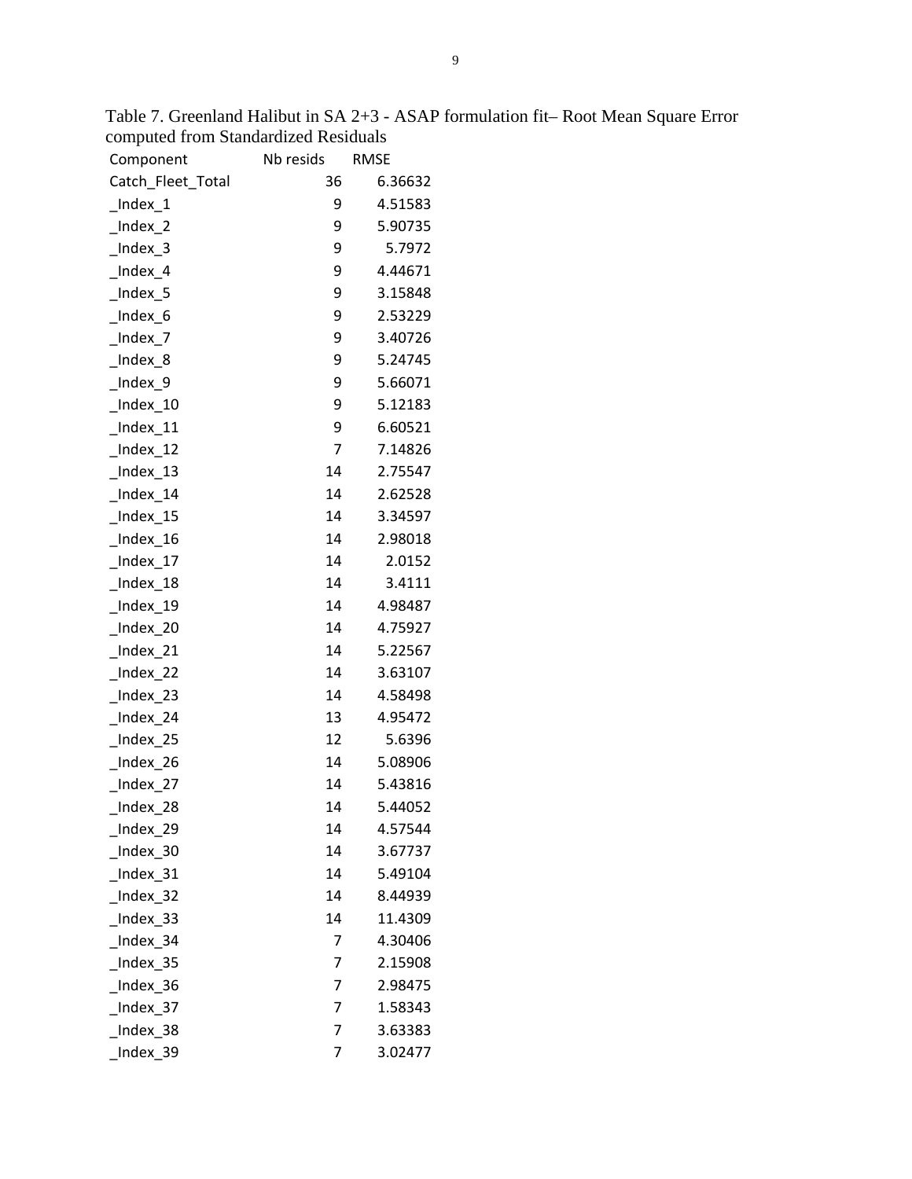Table 7. Greenland Halibut in SA 2+3 - ASAP formulation fit– Root Mean Square Error computed from Standardized Residuals

| Component | Nb resids | RMSE |
|---|---|---|
| Catch_Fleet_Total | 36 | 6.36632 |
| _Index_1 | 9 | 4.51583 |
| _Index_2 | 9 | 5.90735 |
| _Index_3 | 9 | 5.7972 |
| _Index_4 | 9 | 4.44671 |
| _Index_5 | 9 | 3.15848 |
| _Index_6 | 9 | 2.53229 |
| _Index_7 | 9 | 3.40726 |
| _Index_8 | 9 | 5.24745 |
| _Index_9 | 9 | 5.66071 |
| _Index_10 | 9 | 5.12183 |
| _Index_11 | 9 | 6.60521 |
| _Index_12 | 7 | 7.14826 |
| _Index_13 | 14 | 2.75547 |
| _Index_14 | 14 | 2.62528 |
| _Index_15 | 14 | 3.34597 |
| _Index_16 | 14 | 2.98018 |
| _Index_17 | 14 | 2.0152 |
| _Index_18 | 14 | 3.4111 |
| _Index_19 | 14 | 4.98487 |
| _Index_20 | 14 | 4.75927 |
| _Index_21 | 14 | 5.22567 |
| _Index_22 | 14 | 3.63107 |
| _Index_23 | 14 | 4.58498 |
| _Index_24 | 13 | 4.95472 |
| _Index_25 | 12 | 5.6396 |
| _Index_26 | 14 | 5.08906 |
| _Index_27 | 14 | 5.43816 |
| _Index_28 | 14 | 5.44052 |
| _Index_29 | 14 | 4.57544 |
| _Index_30 | 14 | 3.67737 |
| _Index_31 | 14 | 5.49104 |
| _Index_32 | 14 | 8.44939 |
| _Index_33 | 14 | 11.4309 |
| _Index_34 | 7 | 4.30406 |
| _Index_35 | 7 | 2.15908 |
| _Index_36 | 7 | 2.98475 |
| _Index_37 | 7 | 1.58343 |
| _Index_38 | 7 | 3.63383 |
| _Index_39 | 7 | 3.02477 |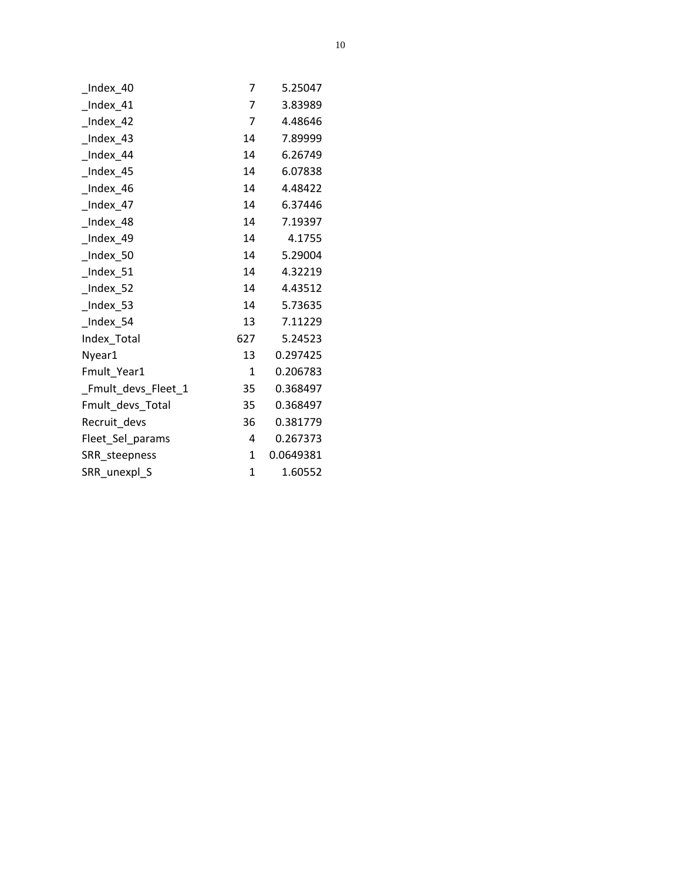| | | |
|---|---|---|
| _Index_40 | 7 | 5.25047 |
| _Index_41 | 7 | 3.83989 |
| _Index_42 | 7 | 4.48646 |
| _Index_43 | 14 | 7.89999 |
| _Index_44 | 14 | 6.26749 |
| _Index_45 | 14 | 6.07838 |
| _Index_46 | 14 | 4.48422 |
| _Index_47 | 14 | 6.37446 |
| _Index_48 | 14 | 7.19397 |
| _Index_49 | 14 | 4.1755 |
| _Index_50 | 14 | 5.29004 |
| _Index_51 | 14 | 4.32219 |
| _Index_52 | 14 | 4.43512 |
| _Index_53 | 14 | 5.73635 |
| _Index_54 | 13 | 7.11229 |
| Index_Total | 627 | 5.24523 |
| Nyear1 | 13 | 0.297425 |
| Fmult_Year1 | 1 | 0.206783 |
| _Fmult_devs_Fleet_1 | 35 | 0.368497 |
| Fmult_devs_Total | 35 | 0.368497 |
| Recruit_devs | 36 | 0.381779 |
| Fleet_Sel_params | 4 | 0.267373 |
| SRR_steepness | 1 | 0.0649381 |
| SRR_unexpl_S | 1 | 1.60552 |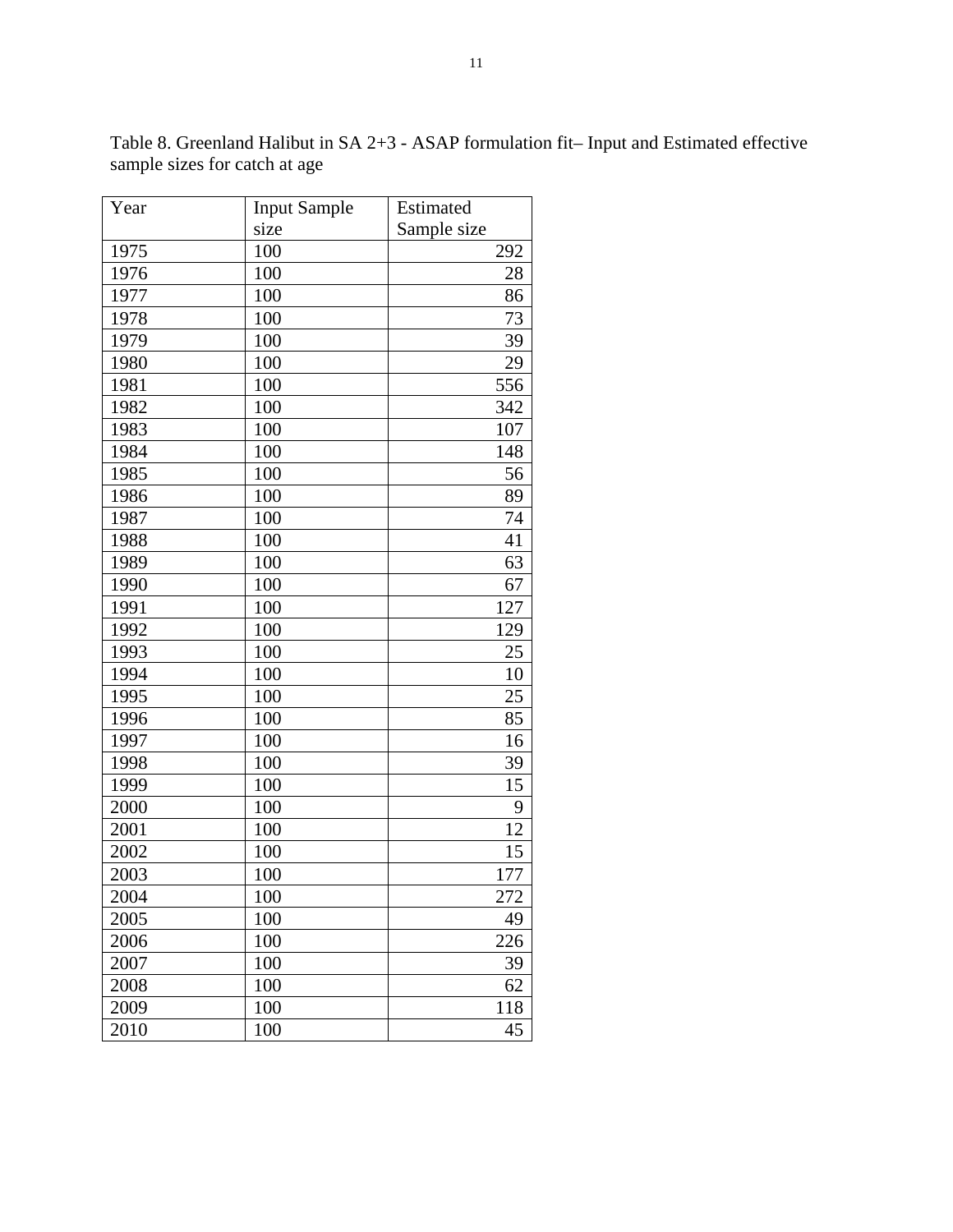Table 8. Greenland Halibut in SA 2+3 - ASAP formulation fit– Input and Estimated effective sample sizes for catch at age

| Year | Input Sample size | Estimated Sample size |
|---|---|---|
| 1975 | 100 | 292 |
| 1976 | 100 | 28 |
| 1977 | 100 | 86 |
| 1978 | 100 | 73 |
| 1979 | 100 | 39 |
| 1980 | 100 | 29 |
| 1981 | 100 | 556 |
| 1982 | 100 | 342 |
| 1983 | 100 | 107 |
| 1984 | 100 | 148 |
| 1985 | 100 | 56 |
| 1986 | 100 | 89 |
| 1987 | 100 | 74 |
| 1988 | 100 | 41 |
| 1989 | 100 | 63 |
| 1990 | 100 | 67 |
| 1991 | 100 | 127 |
| 1992 | 100 | 129 |
| 1993 | 100 | 25 |
| 1994 | 100 | 10 |
| 1995 | 100 | 25 |
| 1996 | 100 | 85 |
| 1997 | 100 | 16 |
| 1998 | 100 | 39 |
| 1999 | 100 | 15 |
| 2000 | 100 | 9 |
| 2001 | 100 | 12 |
| 2002 | 100 | 15 |
| 2003 | 100 | 177 |
| 2004 | 100 | 272 |
| 2005 | 100 | 49 |
| 2006 | 100 | 226 |
| 2007 | 100 | 39 |
| 2008 | 100 | 62 |
| 2009 | 100 | 118 |
| 2010 | 100 | 45 |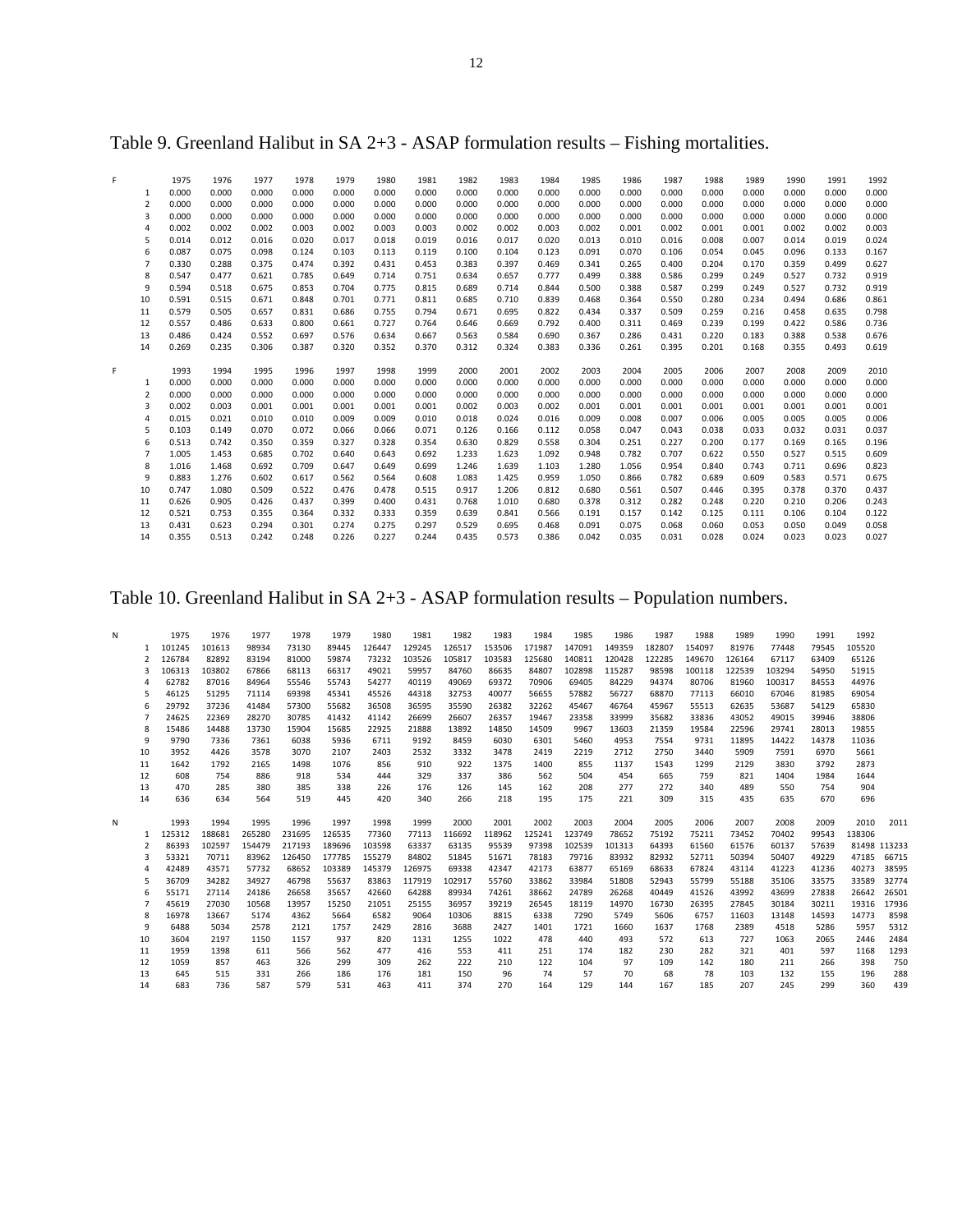Table 9. Greenland Halibut in SA 2+3 - ASAP formulation results – Fishing mortalities.

| F | 1975 | 1976 | 1977 | 1978 | 1979 | 1980 | 1981 | 1982 | 1983 | 1984 | 1985 | 1986 | 1987 | 1988 | 1989 | 1990 | 1991 | 1992 |
|---|---|---|---|---|---|---|---|---|---|---|---|---|---|---|---|---|---|---|
| 1 | 0.000 | 0.000 | 0.000 | 0.000 | 0.000 | 0.000 | 0.000 | 0.000 | 0.000 | 0.000 | 0.000 | 0.000 | 0.000 | 0.000 | 0.000 | 0.000 | 0.000 | 0.000 |
| 2 | 0.000 | 0.000 | 0.000 | 0.000 | 0.000 | 0.000 | 0.000 | 0.000 | 0.000 | 0.000 | 0.000 | 0.000 | 0.000 | 0.000 | 0.000 | 0.000 | 0.000 | 0.000 |
| 3 | 0.000 | 0.000 | 0.000 | 0.000 | 0.000 | 0.000 | 0.000 | 0.000 | 0.000 | 0.000 | 0.000 | 0.000 | 0.000 | 0.000 | 0.000 | 0.000 | 0.000 | 0.000 |
| 4 | 0.002 | 0.002 | 0.002 | 0.003 | 0.002 | 0.003 | 0.003 | 0.002 | 0.002 | 0.003 | 0.002 | 0.001 | 0.002 | 0.001 | 0.001 | 0.002 | 0.002 | 0.003 |
| 5 | 0.014 | 0.012 | 0.016 | 0.020 | 0.017 | 0.018 | 0.019 | 0.016 | 0.017 | 0.020 | 0.013 | 0.010 | 0.016 | 0.008 | 0.007 | 0.014 | 0.019 | 0.024 |
| 6 | 0.087 | 0.075 | 0.098 | 0.124 | 0.103 | 0.113 | 0.119 | 0.100 | 0.104 | 0.123 | 0.091 | 0.070 | 0.106 | 0.054 | 0.045 | 0.096 | 0.133 | 0.167 |
| 7 | 0.330 | 0.288 | 0.375 | 0.474 | 0.392 | 0.431 | 0.453 | 0.383 | 0.397 | 0.469 | 0.341 | 0.265 | 0.400 | 0.204 | 0.170 | 0.359 | 0.499 | 0.627 |
| 8 | 0.547 | 0.477 | 0.621 | 0.785 | 0.649 | 0.714 | 0.751 | 0.634 | 0.657 | 0.777 | 0.499 | 0.388 | 0.586 | 0.299 | 0.249 | 0.527 | 0.732 | 0.919 |
| 9 | 0.594 | 0.518 | 0.675 | 0.853 | 0.704 | 0.775 | 0.815 | 0.689 | 0.714 | 0.844 | 0.500 | 0.388 | 0.587 | 0.299 | 0.249 | 0.527 | 0.732 | 0.919 |
| 10 | 0.591 | 0.515 | 0.671 | 0.848 | 0.701 | 0.771 | 0.811 | 0.685 | 0.710 | 0.839 | 0.468 | 0.364 | 0.550 | 0.280 | 0.234 | 0.494 | 0.686 | 0.861 |
| 11 | 0.579 | 0.505 | 0.657 | 0.831 | 0.686 | 0.755 | 0.794 | 0.671 | 0.695 | 0.822 | 0.434 | 0.337 | 0.509 | 0.259 | 0.216 | 0.458 | 0.635 | 0.798 |
| 12 | 0.557 | 0.486 | 0.633 | 0.800 | 0.661 | 0.727 | 0.764 | 0.646 | 0.669 | 0.792 | 0.400 | 0.311 | 0.469 | 0.239 | 0.199 | 0.422 | 0.586 | 0.736 |
| 13 | 0.486 | 0.424 | 0.552 | 0.697 | 0.576 | 0.634 | 0.667 | 0.563 | 0.584 | 0.690 | 0.367 | 0.286 | 0.431 | 0.220 | 0.183 | 0.388 | 0.538 | 0.676 |
| 14 | 0.269 | 0.235 | 0.306 | 0.387 | 0.320 | 0.352 | 0.370 | 0.312 | 0.324 | 0.383 | 0.336 | 0.261 | 0.395 | 0.201 | 0.168 | 0.355 | 0.493 | 0.619 |

| F | 1993 | 1994 | 1995 | 1996 | 1997 | 1998 | 1999 | 2000 | 2001 | 2002 | 2003 | 2004 | 2005 | 2006 | 2007 | 2008 | 2009 | 2010 |
|---|---|---|---|---|---|---|---|---|---|---|---|---|---|---|---|---|---|---|
| 1 | 0.000 | 0.000 | 0.000 | 0.000 | 0.000 | 0.000 | 0.000 | 0.000 | 0.000 | 0.000 | 0.000 | 0.000 | 0.000 | 0.000 | 0.000 | 0.000 | 0.000 | 0.000 |
| 2 | 0.000 | 0.000 | 0.000 | 0.000 | 0.000 | 0.000 | 0.000 | 0.000 | 0.000 | 0.000 | 0.000 | 0.000 | 0.000 | 0.000 | 0.000 | 0.000 | 0.000 | 0.000 |
| 3 | 0.002 | 0.003 | 0.001 | 0.001 | 0.001 | 0.001 | 0.001 | 0.002 | 0.003 | 0.002 | 0.001 | 0.001 | 0.001 | 0.001 | 0.001 | 0.001 | 0.001 | 0.001 |
| 4 | 0.015 | 0.021 | 0.010 | 0.010 | 0.009 | 0.009 | 0.010 | 0.018 | 0.024 | 0.016 | 0.009 | 0.008 | 0.007 | 0.006 | 0.005 | 0.005 | 0.005 | 0.006 |
| 5 | 0.103 | 0.149 | 0.070 | 0.072 | 0.066 | 0.066 | 0.071 | 0.126 | 0.166 | 0.112 | 0.058 | 0.047 | 0.043 | 0.038 | 0.033 | 0.032 | 0.031 | 0.037 |
| 6 | 0.513 | 0.742 | 0.350 | 0.359 | 0.327 | 0.328 | 0.354 | 0.630 | 0.829 | 0.558 | 0.304 | 0.251 | 0.227 | 0.200 | 0.177 | 0.169 | 0.165 | 0.196 |
| 7 | 1.005 | 1.453 | 0.685 | 0.702 | 0.640 | 0.643 | 0.692 | 1.233 | 1.623 | 1.092 | 0.948 | 0.782 | 0.707 | 0.622 | 0.550 | 0.527 | 0.515 | 0.609 |
| 8 | 1.016 | 1.468 | 0.692 | 0.709 | 0.647 | 0.649 | 0.699 | 1.246 | 1.639 | 1.103 | 1.280 | 1.056 | 0.954 | 0.840 | 0.743 | 0.711 | 0.696 | 0.823 |
| 9 | 0.883 | 1.276 | 0.602 | 0.617 | 0.562 | 0.564 | 0.608 | 1.083 | 1.425 | 0.959 | 1.050 | 0.866 | 0.782 | 0.689 | 0.609 | 0.583 | 0.571 | 0.675 |
| 10 | 0.747 | 1.080 | 0.509 | 0.522 | 0.476 | 0.478 | 0.515 | 0.917 | 1.206 | 0.812 | 0.680 | 0.561 | 0.507 | 0.446 | 0.395 | 0.378 | 0.370 | 0.437 |
| 11 | 0.626 | 0.905 | 0.426 | 0.437 | 0.399 | 0.400 | 0.431 | 0.768 | 1.010 | 0.680 | 0.378 | 0.312 | 0.282 | 0.248 | 0.220 | 0.210 | 0.206 | 0.243 |
| 12 | 0.521 | 0.753 | 0.355 | 0.364 | 0.332 | 0.333 | 0.359 | 0.639 | 0.841 | 0.566 | 0.191 | 0.157 | 0.142 | 0.125 | 0.111 | 0.106 | 0.104 | 0.122 |
| 13 | 0.431 | 0.623 | 0.294 | 0.301 | 0.274 | 0.275 | 0.297 | 0.529 | 0.695 | 0.468 | 0.091 | 0.075 | 0.068 | 0.060 | 0.053 | 0.050 | 0.049 | 0.058 |
| 14 | 0.355 | 0.513 | 0.242 | 0.248 | 0.226 | 0.227 | 0.244 | 0.435 | 0.573 | 0.386 | 0.042 | 0.035 | 0.031 | 0.028 | 0.024 | 0.023 | 0.023 | 0.027 |

Table 10. Greenland Halibut in SA 2+3 - ASAP formulation results – Population numbers.

| N | 1975 | 1976 | 1977 | 1978 | 1979 | 1980 | 1981 | 1982 | 1983 | 1984 | 1985 | 1986 | 1987 | 1988 | 1989 | 1990 | 1991 | 1992 |
|---|---|---|---|---|---|---|---|---|---|---|---|---|---|---|---|---|---|---|
| 1 | 101245 | 101613 | 98934 | 73130 | 89445 | 126447 | 129245 | 126517 | 153506 | 171987 | 147091 | 149359 | 182807 | 154097 | 81976 | 77448 | 79545 | 105520 |
| 2 | 126784 | 82892 | 83194 | 81000 | 59874 | 73232 | 103526 | 105817 | 103583 | 125680 | 140811 | 120428 | 122285 | 149670 | 126164 | 67117 | 63409 | 65126 |
| 3 | 106313 | 103802 | 67866 | 68113 | 66317 | 49021 | 59957 | 84760 | 86635 | 84807 | 102898 | 115287 | 98598 | 100118 | 122539 | 103294 | 54950 | 51915 |
| 4 | 62782 | 87016 | 84964 | 55546 | 55743 | 54277 | 40119 | 49069 | 69372 | 70906 | 69405 | 84229 | 94374 | 80706 | 81960 | 100317 | 84553 | 44976 |
| 5 | 46125 | 51295 | 71114 | 69398 | 45341 | 45526 | 44318 | 32753 | 40077 | 56655 | 57882 | 56727 | 68870 | 77113 | 66010 | 67046 | 81985 | 69054 |
| 6 | 29792 | 37236 | 41484 | 57300 | 55682 | 36508 | 36595 | 35590 | 26382 | 32262 | 45467 | 46764 | 45967 | 55513 | 62635 | 53687 | 54129 | 65830 |
| 7 | 24625 | 22369 | 28270 | 30785 | 41432 | 41142 | 26699 | 26607 | 26357 | 19467 | 23358 | 33999 | 35682 | 33836 | 43052 | 49015 | 39946 | 38806 |
| 8 | 15486 | 14488 | 13730 | 15904 | 15685 | 22925 | 21888 | 13892 | 14850 | 14509 | 9967 | 13603 | 21359 | 19584 | 22596 | 29741 | 28013 | 19855 |
| 9 | 9790 | 7336 | 7361 | 6038 | 5936 | 6711 | 9192 | 8459 | 6030 | 6301 | 5460 | 4953 | 7554 | 9731 | 11895 | 14422 | 14378 | 11036 |
| 10 | 3952 | 4426 | 3578 | 3070 | 2107 | 2403 | 2532 | 3332 | 3478 | 2419 | 2219 | 2712 | 2750 | 3440 | 5909 | 7591 | 6970 | 5661 |
| 11 | 1642 | 1792 | 2165 | 1498 | 1076 | 856 | 910 | 922 | 1375 | 1400 | 855 | 1137 | 1543 | 1299 | 2129 | 3830 | 3792 | 2873 |
| 12 | 608 | 754 | 886 | 918 | 534 | 444 | 329 | 337 | 386 | 562 | 504 | 454 | 665 | 759 | 821 | 1404 | 1984 | 1644 |
| 13 | 470 | 285 | 380 | 385 | 338 | 226 | 176 | 126 | 145 | 162 | 208 | 277 | 272 | 340 | 489 | 550 | 754 | 904 |
| 14 | 636 | 634 | 564 | 519 | 445 | 420 | 340 | 266 | 218 | 195 | 175 | 221 | 309 | 315 | 435 | 635 | 670 | 696 |

| N | 1993 | 1994 | 1995 | 1996 | 1997 | 1998 | 1999 | 2000 | 2001 | 2002 | 2003 | 2004 | 2005 | 2006 | 2007 | 2008 | 2009 | 2010 | 2011 |
|---|---|---|---|---|---|---|---|---|---|---|---|---|---|---|---|---|---|---|---|
| 1 | 125312 | 188681 | 265280 | 231695 | 126535 | 77360 | 77113 | 116692 | 118962 | 125241 | 123749 | 78652 | 75192 | 75211 | 73452 | 70402 | 99543 | 138306 | |
| 2 | 86393 | 102597 | 154479 | 217193 | 189696 | 103598 | 63337 | 63135 | 95539 | 97398 | 102539 | 101313 | 64393 | 61560 | 61576 | 60137 | 57639 | 81498 | 113233 |
| 3 | 53321 | 70711 | 83962 | 126450 | 177785 | 155279 | 84802 | 51845 | 51671 | 78183 | 79716 | 83932 | 82932 | 52711 | 50394 | 50407 | 49229 | 47185 | 66715 |
| 4 | 42489 | 43571 | 57732 | 68652 | 103389 | 145379 | 126975 | 69338 | 42347 | 42173 | 63877 | 65169 | 68633 | 67824 | 43114 | 41223 | 41236 | 40273 | 38595 |
| 5 | 36709 | 34282 | 34927 | 46798 | 55637 | 83863 | 117919 | 102917 | 55760 | 33862 | 33984 | 51808 | 52943 | 55799 | 55188 | 35106 | 33575 | 33589 | 32774 |
| 6 | 55171 | 27114 | 24186 | 26658 | 35657 | 42660 | 64288 | 89934 | 74261 | 38662 | 24789 | 26268 | 40449 | 41526 | 43992 | 43699 | 27838 | 26642 | 26501 |
| 7 | 45619 | 27030 | 10568 | 13957 | 15250 | 21051 | 25155 | 36957 | 39219 | 26545 | 18119 | 14970 | 16730 | 26395 | 27845 | 30184 | 30211 | 19316 | 17936 |
| 8 | 16978 | 13667 | 5174 | 4362 | 5664 | 6582 | 9064 | 10306 | 8815 | 6338 | 7290 | 5749 | 5606 | 6757 | 11603 | 13148 | 14593 | 14773 | 8598 |
| 9 | 6488 | 5034 | 2578 | 2121 | 1757 | 2429 | 2816 | 3688 | 2427 | 1401 | 1721 | 1660 | 1637 | 1768 | 2389 | 4518 | 5286 | 5957 | 5312 |
| 10 | 3604 | 2197 | 1150 | 1157 | 937 | 820 | 1131 | 1255 | 1022 | 478 | 440 | 493 | 572 | 613 | 727 | 1063 | 2065 | 2446 | 2484 |
| 11 | 1959 | 1398 | 611 | 566 | 562 | 477 | 416 | 553 | 411 | 251 | 174 | 182 | 230 | 282 | 321 | 401 | 597 | 1168 | 1293 |
| 12 | 1059 | 857 | 463 | 326 | 299 | 309 | 262 | 222 | 210 | 122 | 104 | 97 | 109 | 142 | 180 | 211 | 266 | 398 | 750 |
| 13 | 645 | 515 | 331 | 266 | 186 | 176 | 181 | 150 | 96 | 74 | 57 | 70 | 68 | 78 | 103 | 132 | 155 | 196 | 288 |
| 14 | 683 | 736 | 587 | 579 | 531 | 463 | 411 | 374 | 270 | 164 | 129 | 144 | 167 | 185 | 207 | 245 | 299 | 360 | 439 |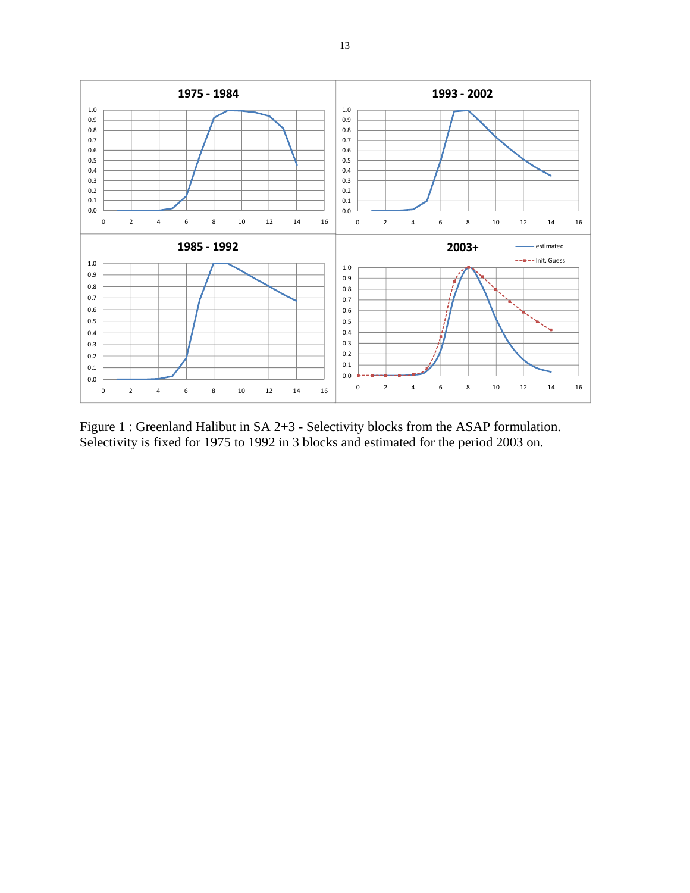Figure 1 : Greenland Halibut in SA 2+3 - Selectivity blocks from the ASAP formulation. Selectivity is fixed for 1975 to 1992 in 3 blocks and estimated for the period 2003 on.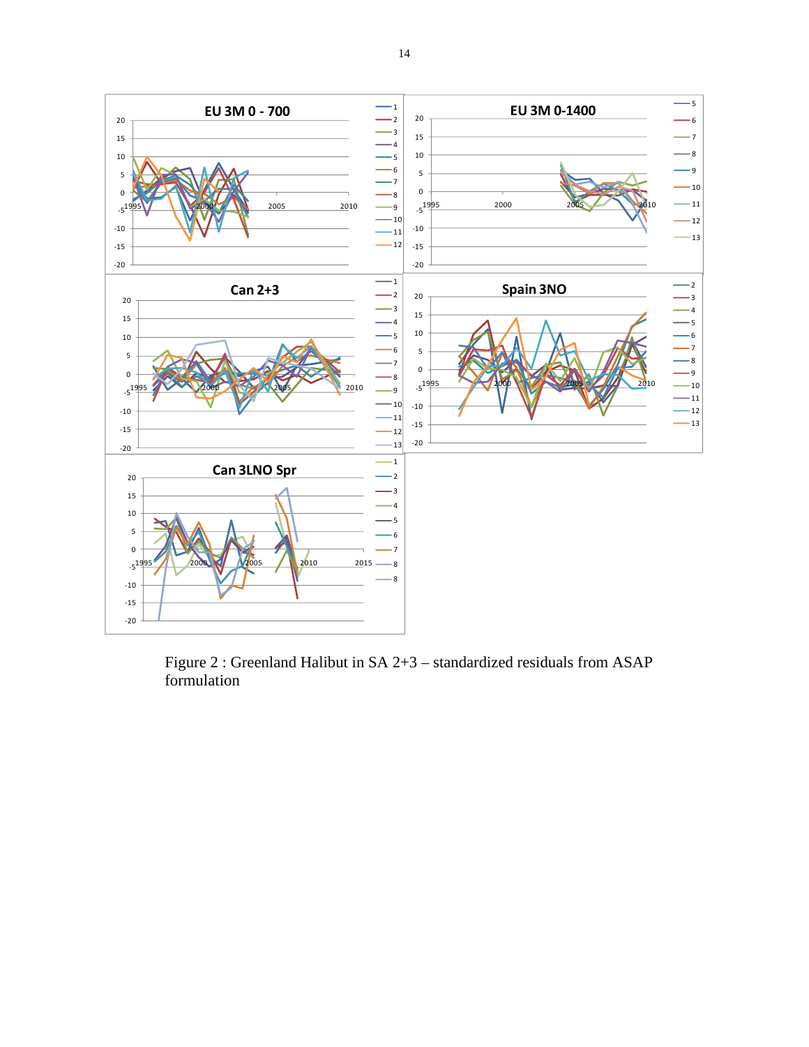Figure 2 : Greenland Halibut in SA 2+3 – standardized residuals from ASAP formulation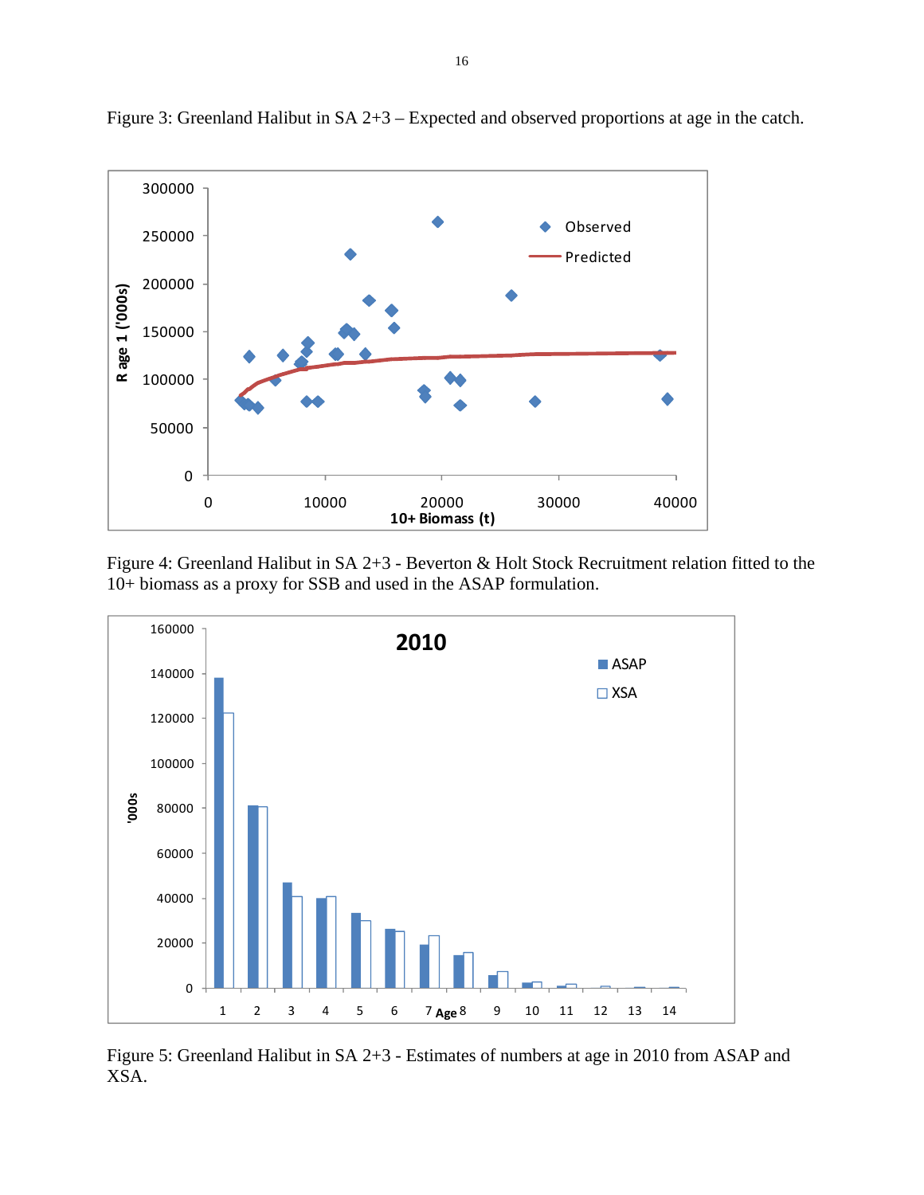Figure 3: Greenland Halibut in SA 2+3 – Expected and observed proportions at age in the catch.

Figure 4: Greenland Halibut in SA 2+3 - Beverton & Holt Stock Recruitment relation fitted to the 10+ biomass as a proxy for SSB and used in the ASAP formulation.

Figure 5: Greenland Halibut in SA 2+3 - Estimates of numbers at age in 2010 from ASAP and XSA.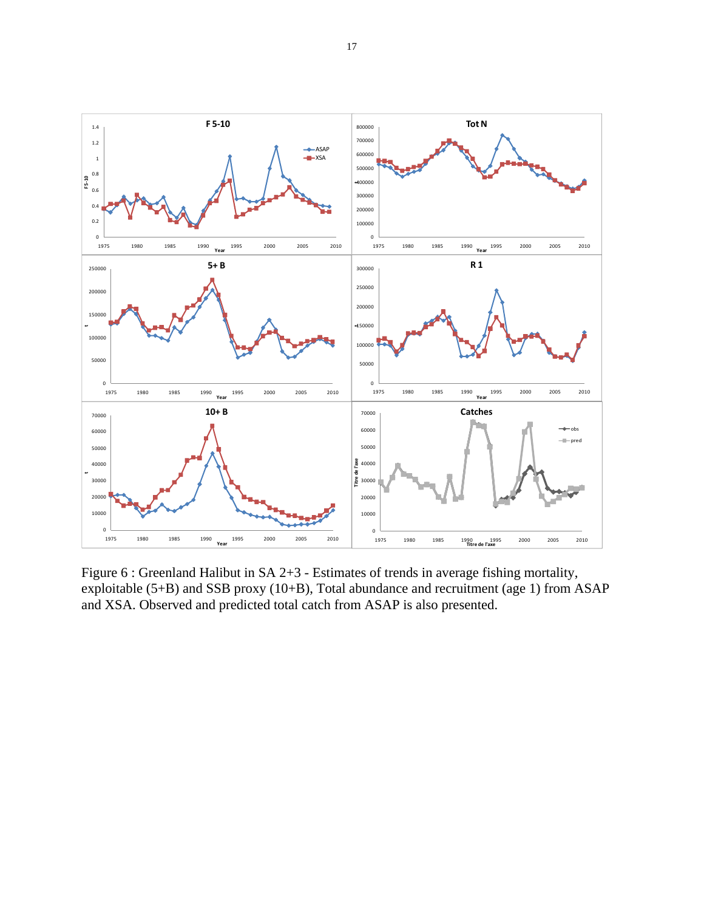Figure 6 : Greenland Halibut in SA 2+3 - Estimates of trends in average fishing mortality, exploitable (5+B) and SSB proxy (10+B), Total abundance and recruitment (age 1) from ASAP and XSA. Observed and predicted total catch from ASAP is also presented.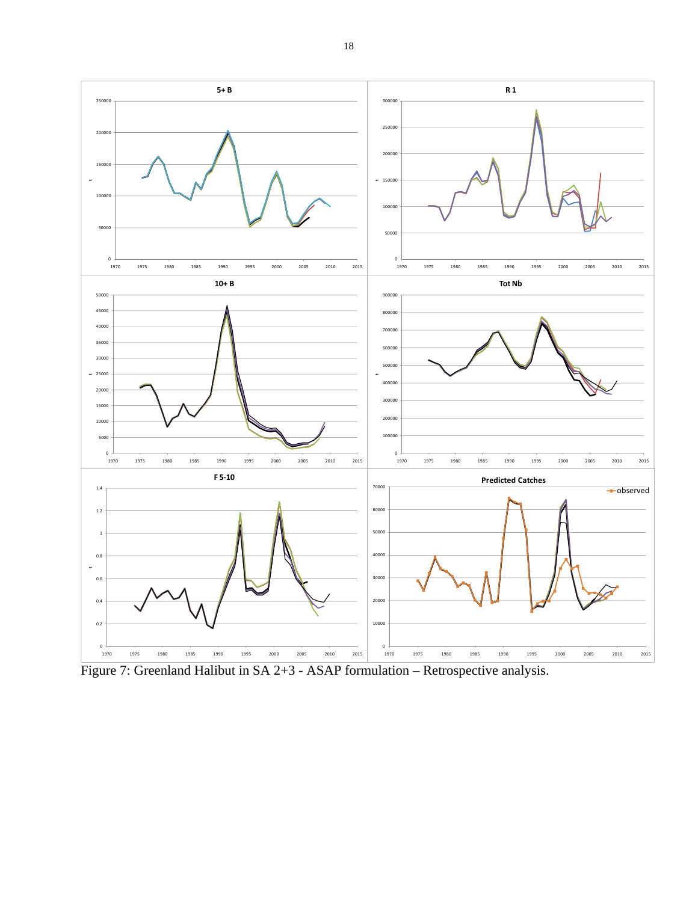Figure 7: Greenland Halibut in SA 2+3 - ASAP formulation – Retrospective analysis.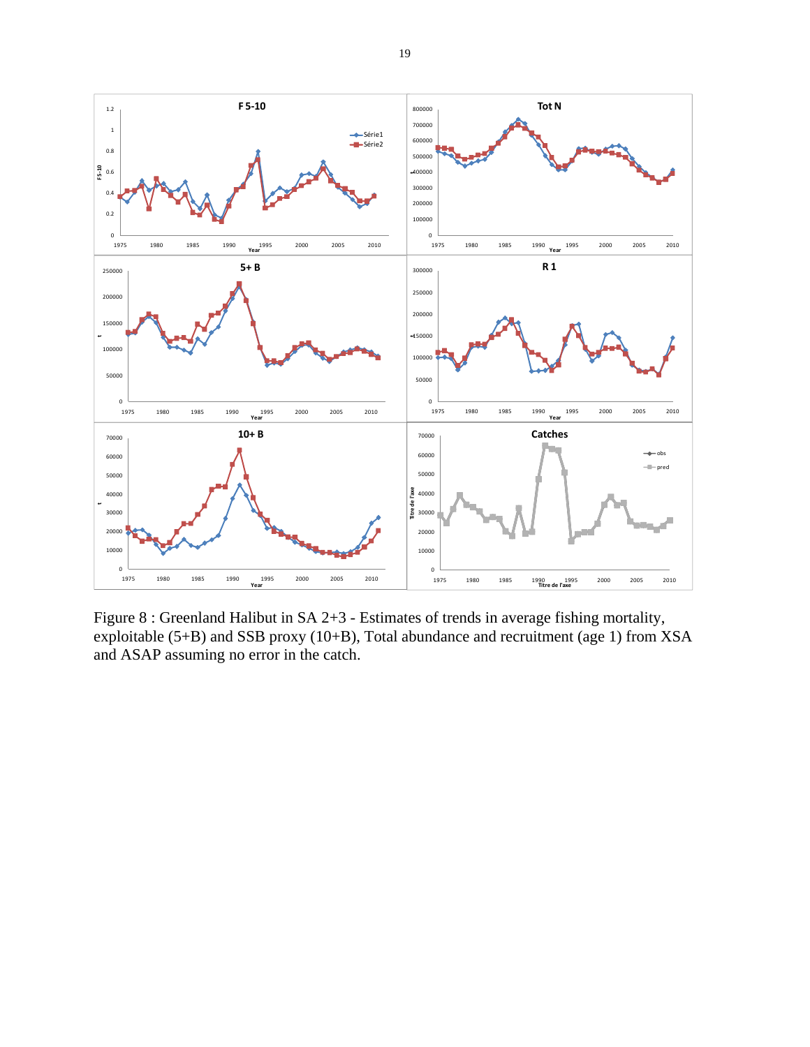Figure 8 : Greenland Halibut in SA 2+3 - Estimates of trends in average fishing mortality, exploitable (5+B) and SSB proxy (10+B), Total abundance and recruitment (age 1) from XSA and ASAP assuming no error in the catch.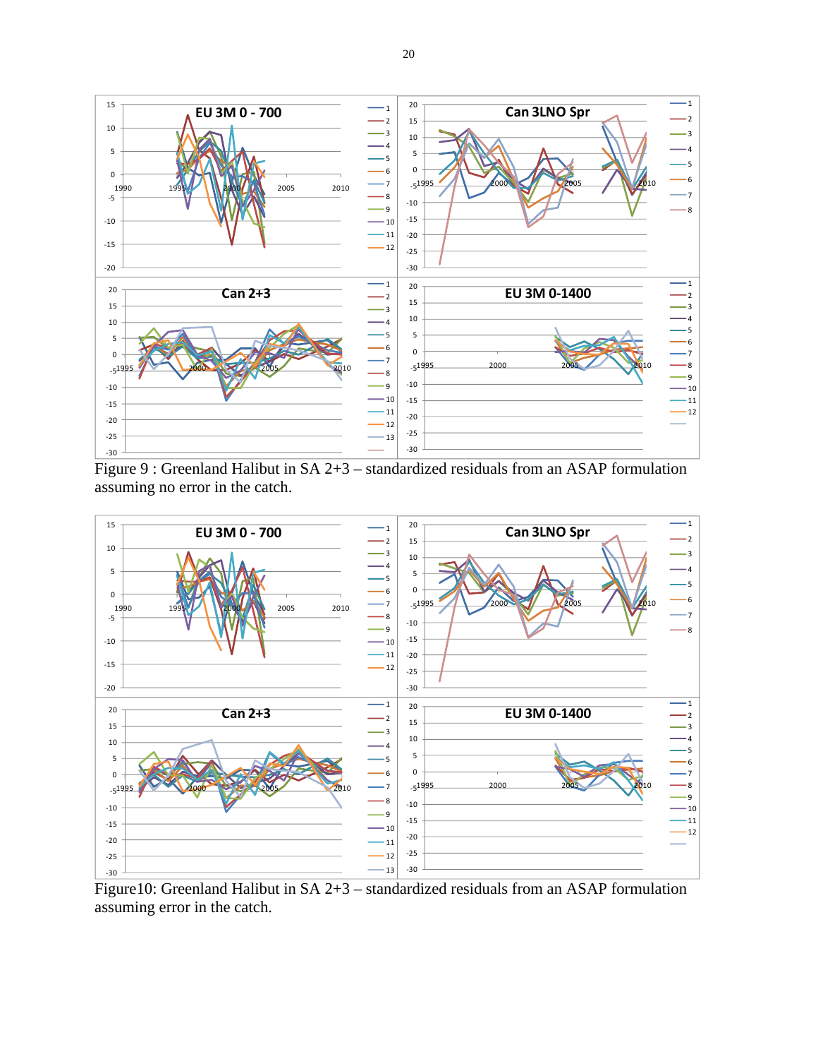EU 3M 0 - 700

15
10
5
0
-5
-10
-15
-20

1990
1995
2000
2005
2010

1
2
3
4
5
6
7
8
9
10
11
12

Can 3LNO Spr

20
15
10
5
0
-5
-10
-15
-20
-25
-30

1995
2000
2005
2010

1
2
3
4
5
6
7
8

Can 2+3

20
15
10
5
0
-5
-10
-15
-20
-25
-30

1995
2000
2005
2010

1
2
3
4
5
6
7
8
9
10
11
12
13

EU 3M 0-1400

20
15
10
5
0
-5
-10
-15
-20
-25
-30

1995
2000
2005
2010

1
2
3
4
5
6
7
8
9
10
11
12

Figure 9 : Greenland Halibut in SA 2+3 – standardized residuals from an ASAP formulation assuming no error in the catch.

EU 3M 0 - 700

15
10
5
0
-5
-10
-15
-20

1990
1995
2000
2005
2010

1
2
3
4
5
6
7
8
9
10
11
12

Can 3LNO Spr

20
15
10
5
0
-5
-10
-15
-20
-25
-30

1995
2000
2005
2010

1
2
3
4
5
6
7
8

Can 2+3

20
15
10
5
0
-5
-10
-15
-20
-25
-30

1995
2000
2005
2010

1
2
3
4
5
6
7
8
9
10
11
12
13

EU 3M 0-1400

20
15
10
5
0
-5
-10
-15
-20
-25
-30

1995
2000
2005
2010

1
2
3
4
5
6
7
8
9
10
11
12

Figure10: Greenland Halibut in SA 2+3 – standardized residuals from an ASAP formulation assuming error in the catch.